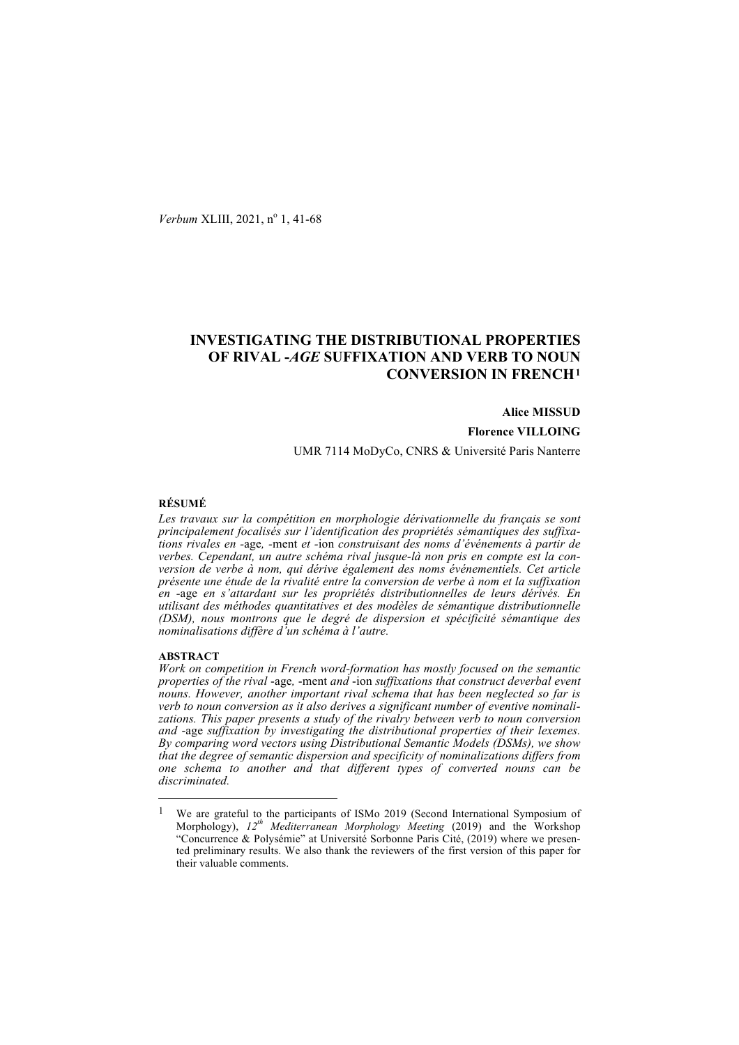# INVESTIGATING THE DISTRIBUTIONAL PROPERTIES OF RIVAL *-AGE* SUFFIXATION AND VERB TO NOUN CONVERSION IN FRENCH[1]

**Alice MISSUD**

**Florence VILLOING**

UMR 7114 MoDyCo, CNRS & Université Paris Nanterre

#### RÉSUMÉ

*Les travaux sur la compétition en morphologie dérivationnelle du français se sont principalement focalisés sur l'identification des propriétés sémantiques des suffixations rivales en* -age*,* -ment *et* -ion *construisant des noms d'événements à partir de verbes. Cependant, un autre schéma rival jusque-là non pris en compte est la conversion de verbe à nom, qui dérive également des noms événementiels. Cet article présente une étude de la rivalité entre la conversion de verbe à nom et la suffixation en* -age *en s'attardant sur les propriétés distributionnelles de leurs dérivés. En utilisant des méthodes quantitatives et des modèles de sémantique distributionnelle (DSM), nous montrons que le degré de dispersion et spécificité sémantique des nominalisations diffère d'un schéma à l'autre.*

#### ABSTRACT

*Work on competition in French word-formation has mostly focused on the semantic properties of the rival* -age*,* -ment *and* -ion *suffixations that construct deverbal event nouns. However, another important rival schema that has been neglected so far is verb to noun conversion as it also derives a significant number of eventive nominalizations. This paper presents a study of the rivalry between verb to noun conversion and* -age *suffixation by investigating the distributional properties of their lexemes. By comparing word vectors using Distributional Semantic Models (DSMs), we show that the degree of semantic dispersion and specificity of nominalizations differs from one schema to another and that different types of converted nouns can be discriminated.*

---

[1] We are grateful to the participants of ISMo 2019 (Second International Symposium of Morphology), *12th Mediterranean Morphology Meeting* (2019) and the Workshop "Concurrence & Polysémie" at Université Sorbonne Paris Cité, (2019) where we presented preliminary results. We also thank the reviewers of the first version of this paper for their valuable comments.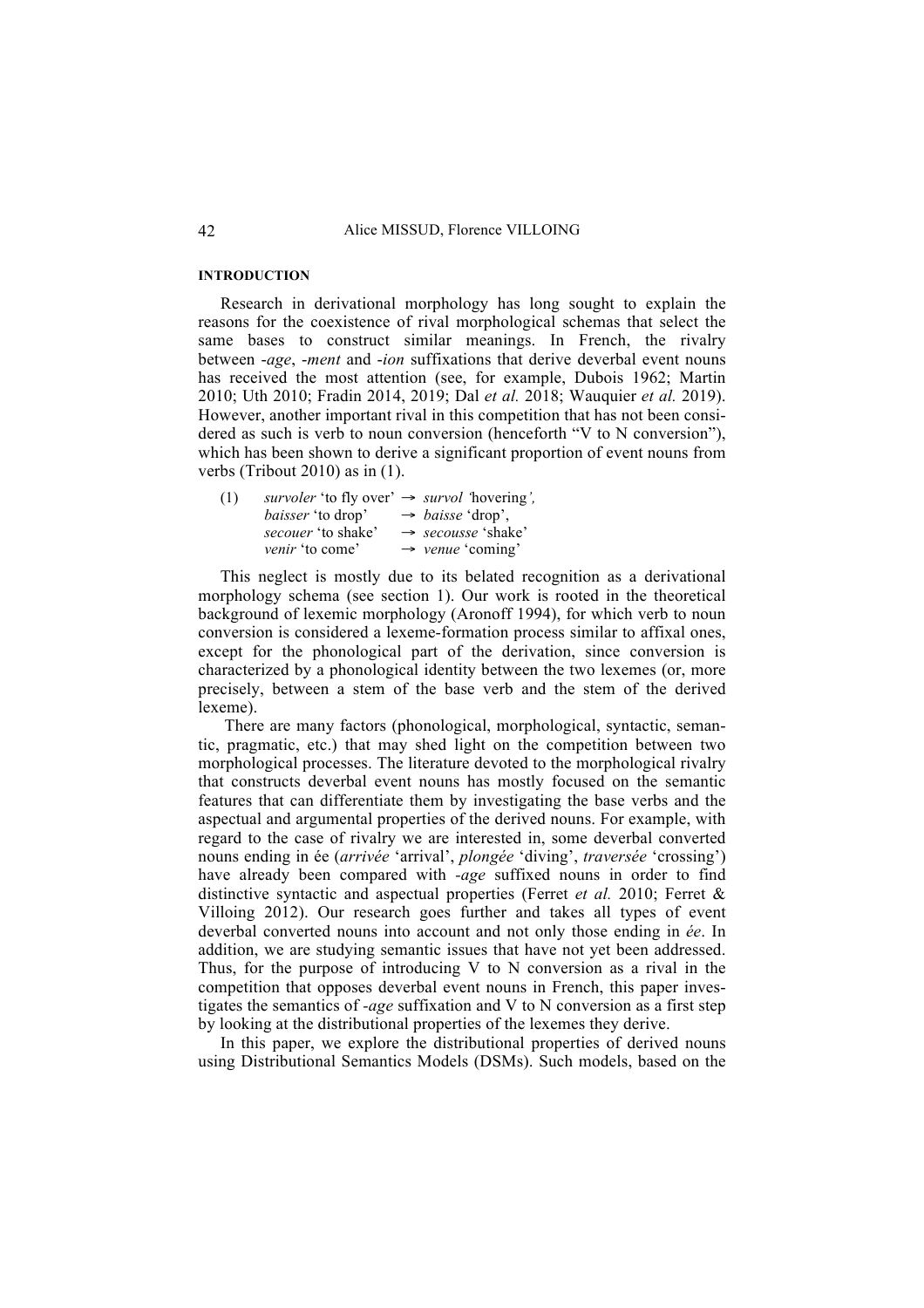## INTRODUCTION

Research in derivational morphology has long sought to explain the reasons for the coexistence of rival morphological schemas that select the same bases to construct similar meanings. In French, the rivalry between -*age*, -*ment* and -*ion* suffixations that derive deverbal event nouns has received the most attention (see, for example, Dubois 1962; Martin 2010; Uth 2010; Fradin 2014, 2019; Dal *et al.* 2018; Wauquier *et al.* 2019). However, another important rival in this competition that has not been considered as such is verb to noun conversion (henceforth "V to N conversion"), which has been shown to derive a significant proportion of event nouns from verbs (Tribout 2010) as in (1).

(1) *survoler* 'to fly over' → *survol* 'hovering',
*baisser* 'to drop' → *baisse* 'drop',
*secouer* 'to shake' → *secousse* 'shake'
*venir* 'to come' → *venue* 'coming'

This neglect is mostly due to its belated recognition as a derivational morphology schema (see section 1). Our work is rooted in the theoretical background of lexemic morphology (Aronoff 1994), for which verb to noun conversion is considered a lexeme-formation process similar to affixal ones, except for the phonological part of the derivation, since conversion is characterized by a phonological identity between the two lexemes (or, more precisely, between a stem of the base verb and the stem of the derived lexeme).

There are many factors (phonological, morphological, syntactic, semantic, pragmatic, etc.) that may shed light on the competition between two morphological processes. The literature devoted to the morphological rivalry that constructs deverbal event nouns has mostly focused on the semantic features that can differentiate them by investigating the base verbs and the aspectual and argumental properties of the derived nouns. For example, with regard to the case of rivalry we are interested in, some deverbal converted nouns ending in ée (*arrivée* 'arrival', *plongée* 'diving', *traversée* 'crossing') have already been compared with -*age* suffixed nouns in order to find distinctive syntactic and aspectual properties (Ferret *et al.* 2010; Ferret & Villoing 2012). Our research goes further and takes all types of event deverbal converted nouns into account and not only those ending in *ée*. In addition, we are studying semantic issues that have not yet been addressed. Thus, for the purpose of introducing V to N conversion as a rival in the competition that opposes deverbal event nouns in French, this paper investigates the semantics of -*age* suffixation and V to N conversion as a first step by looking at the distributional properties of the lexemes they derive.

In this paper, we explore the distributional properties of derived nouns using Distributional Semantics Models (DSMs). Such models, based on the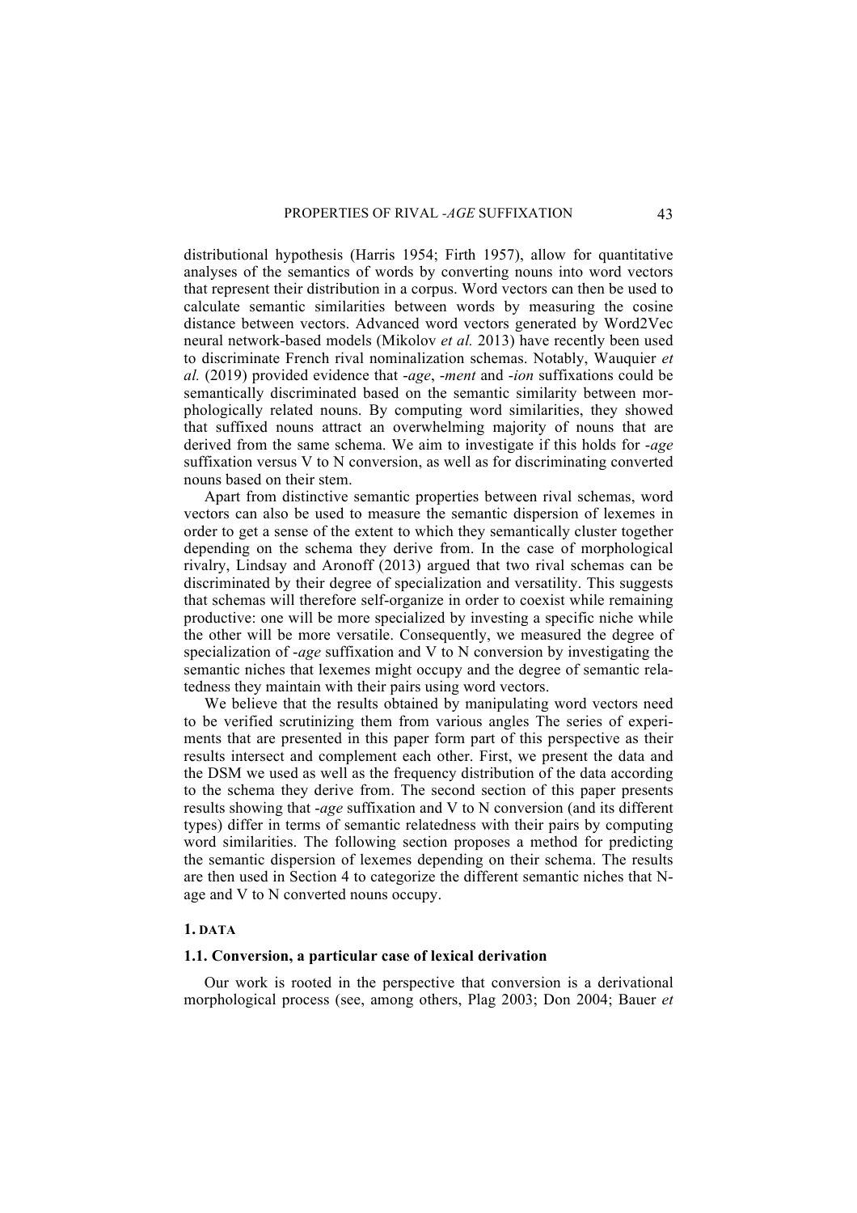distributional hypothesis (Harris 1954; Firth 1957), allow for quantitative analyses of the semantics of words by converting nouns into word vectors that represent their distribution in a corpus. Word vectors can then be used to calculate semantic similarities between words by measuring the cosine distance between vectors. Advanced word vectors generated by Word2Vec neural network-based models (Mikolov *et al.* 2013) have recently been used to discriminate French rival nominalization schemas. Notably, Wauquier *et al.* (2019) provided evidence that *-age*, *-ment* and *-ion* suffixations could be semantically discriminated based on the semantic similarity between morphologically related nouns. By computing word similarities, they showed that suffixed nouns attract an overwhelming majority of nouns that are derived from the same schema. We aim to investigate if this holds for *-age* suffixation versus V to N conversion, as well as for discriminating converted nouns based on their stem.

Apart from distinctive semantic properties between rival schemas, word vectors can also be used to measure the semantic dispersion of lexemes in order to get a sense of the extent to which they semantically cluster together depending on the schema they derive from. In the case of morphological rivalry, Lindsay and Aronoff (2013) argued that two rival schemas can be discriminated by their degree of specialization and versatility. This suggests that schemas will therefore self-organize in order to coexist while remaining productive: one will be more specialized by investing a specific niche while the other will be more versatile. Consequently, we measured the degree of specialization of *-age* suffixation and V to N conversion by investigating the semantic niches that lexemes might occupy and the degree of semantic relatedness they maintain with their pairs using word vectors.

We believe that the results obtained by manipulating word vectors need to be verified scrutinizing them from various angles The series of experiments that are presented in this paper form part of this perspective as their results intersect and complement each other. First, we present the data and the DSM we used as well as the frequency distribution of the data according to the schema they derive from. The second section of this paper presents results showing that *-age* suffixation and V to N conversion (and its different types) differ in terms of semantic relatedness with their pairs by computing word similarities. The following section proposes a method for predicting the semantic dispersion of lexemes depending on their schema. The results are then used in Section 4 to categorize the different semantic niches that N-age and V to N converted nouns occupy.

## 1. DATA

### 1.1. Conversion, a particular case of lexical derivation

Our work is rooted in the perspective that conversion is a derivational morphological process (see, among others, Plag 2003; Don 2004; Bauer *et*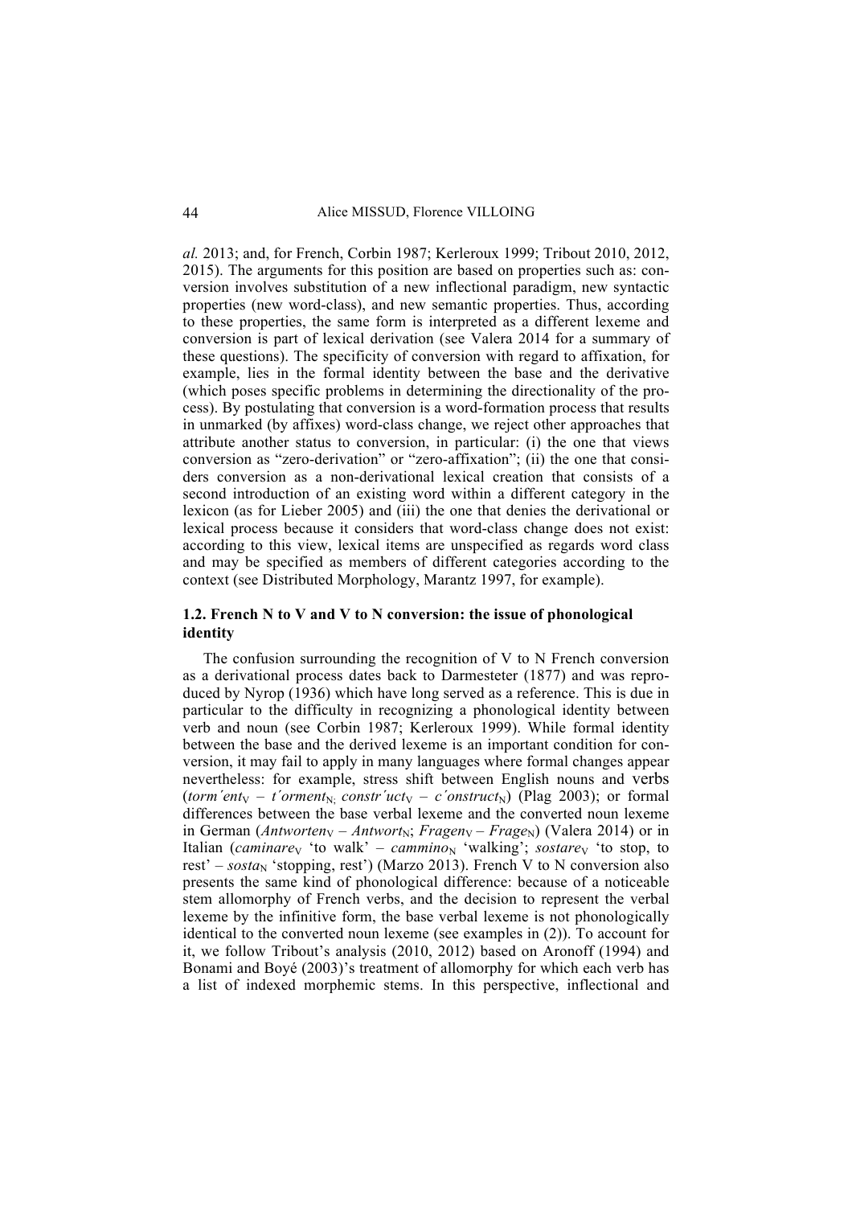*al.* 2013; and, for French, Corbin 1987; Kerleroux 1999; Tribout 2010, 2012, 2015). The arguments for this position are based on properties such as: conversion involves substitution of a new inflectional paradigm, new syntactic properties (new word-class), and new semantic properties. Thus, according to these properties, the same form is interpreted as a different lexeme and conversion is part of lexical derivation (see Valera 2014 for a summary of these questions). The specificity of conversion with regard to affixation, for example, lies in the formal identity between the base and the derivative (which poses specific problems in determining the directionality of the process). By postulating that conversion is a word-formation process that results in unmarked (by affixes) word-class change, we reject other approaches that attribute another status to conversion, in particular: (i) the one that views conversion as "zero-derivation" or "zero-affixation"; (ii) the one that considers conversion as a non-derivational lexical creation that consists of a second introduction of an existing word within a different category in the lexicon (as for Lieber 2005) and (iii) the one that denies the derivational or lexical process because it considers that word-class change does not exist: according to this view, lexical items are unspecified as regards word class and may be specified as members of different categories according to the context (see Distributed Morphology, Marantz 1997, for example).

### 1.2. French N to V and V to N conversion: the issue of phonological identity

The confusion surrounding the recognition of V to N French conversion as a derivational process dates back to Darmesteter (1877) and was reproduced by Nyrop (1936) which have long served as a reference. This is due in particular to the difficulty in recognizing a phonological identity between verb and noun (see Corbin 1987; Kerleroux 1999). While formal identity between the base and the derived lexeme is an important condition for conversion, it may fail to apply in many languages where formal changes appear nevertheless: for example, stress shift between English nouns and verbs (*torm´ent*$_{V}$ – *t´orment*$_{N;}$ *constr´uct*$_{V}$ – *c´onstruct*$_{N}$) (Plag 2003); or formal differences between the base verbal lexeme and the converted noun lexeme in German (*Antworten*$_{V}$ – *Antwort*$_{N}$; *Fragen*$_{V}$ – *Frage*$_{N}$) (Valera 2014) or in Italian (*caminare*$_{V}$ 'to walk' – *cammino*$_{N}$ 'walking'; *sostare*$_{V}$ 'to stop, to rest' – *sosta*$_{N}$ 'stopping, rest') (Marzo 2013). French V to N conversion also presents the same kind of phonological difference: because of a noticeable stem allomorphy of French verbs, and the decision to represent the verbal lexeme by the infinitive form, the base verbal lexeme is not phonologically identical to the converted noun lexeme (see examples in (2)). To account for it, we follow Tribout's analysis (2010, 2012) based on Aronoff (1994) and Bonami and Boyé (2003)'s treatment of allomorphy for which each verb has a list of indexed morphemic stems. In this perspective, inflectional and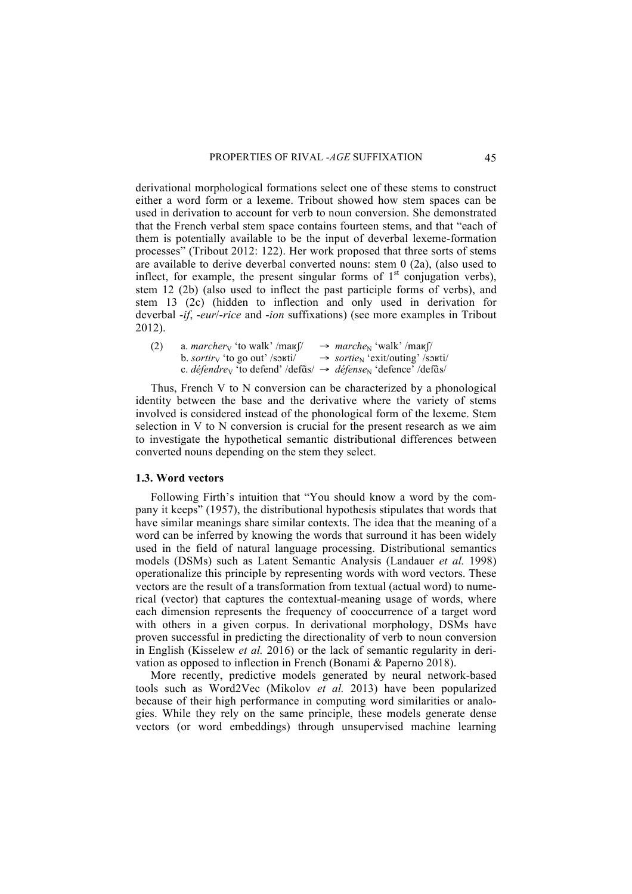derivational morphological formations select one of these stems to construct either a word form or a lexeme. Tribout showed how stem spaces can be used in derivation to account for verb to noun conversion. She demonstrated that the French verbal stem space contains fourteen stems, and that "each of them is potentially available to be the input of deverbal lexeme-formation processes" (Tribout 2012: 122). Her work proposed that three sorts of stems are available to derive deverbal converted nouns: stem 0 (2a), (also used to inflect, for example, the present singular forms of 1st conjugation verbs), stem 12 (2b) (also used to inflect the past participle forms of verbs), and stem 13 (2c) (hidden to inflection and only used in derivation for deverbal *-if*, *-eur*/*-rice* and *-ion* suffixations) (see more examples in Tribout 2012).

(2) a. *marcher*$_V$ 'to walk' /maʁʃ/ → *marche*$_N$ 'walk' /maʁʃ/
    b. *sortir*$_V$ 'to go out' /sɔʁti/ → *sortie*$_N$ 'exit/outing' /sɔʁti/
    c. *défendre*$_V$ 'to defend' /defɑ̃s/ → *défense*$_N$ 'defence' /defɑ̃s/

Thus, French V to N conversion can be characterized by a phonological identity between the base and the derivative where the variety of stems involved is considered instead of the phonological form of the lexeme. Stem selection in V to N conversion is crucial for the present research as we aim to investigate the hypothetical semantic distributional differences between converted nouns depending on the stem they select.

### 1.3. Word vectors

Following Firth's intuition that "You should know a word by the company it keeps" (1957), the distributional hypothesis stipulates that words that have similar meanings share similar contexts. The idea that the meaning of a word can be inferred by knowing the words that surround it has been widely used in the field of natural language processing. Distributional semantics models (DSMs) such as Latent Semantic Analysis (Landauer *et al.* 1998) operationalize this principle by representing words with word vectors. These vectors are the result of a transformation from textual (actual word) to numerical (vector) that captures the contextual-meaning usage of words, where each dimension represents the frequency of cooccurrence of a target word with others in a given corpus. In derivational morphology, DSMs have proven successful in predicting the directionality of verb to noun conversion in English (Kisselew *et al.* 2016) or the lack of semantic regularity in derivation as opposed to inflection in French (Bonami & Paperno 2018).

More recently, predictive models generated by neural network-based tools such as Word2Vec (Mikolov *et al.* 2013) have been popularized because of their high performance in computing word similarities or analogies. While they rely on the same principle, these models generate dense vectors (or word embeddings) through unsupervised machine learning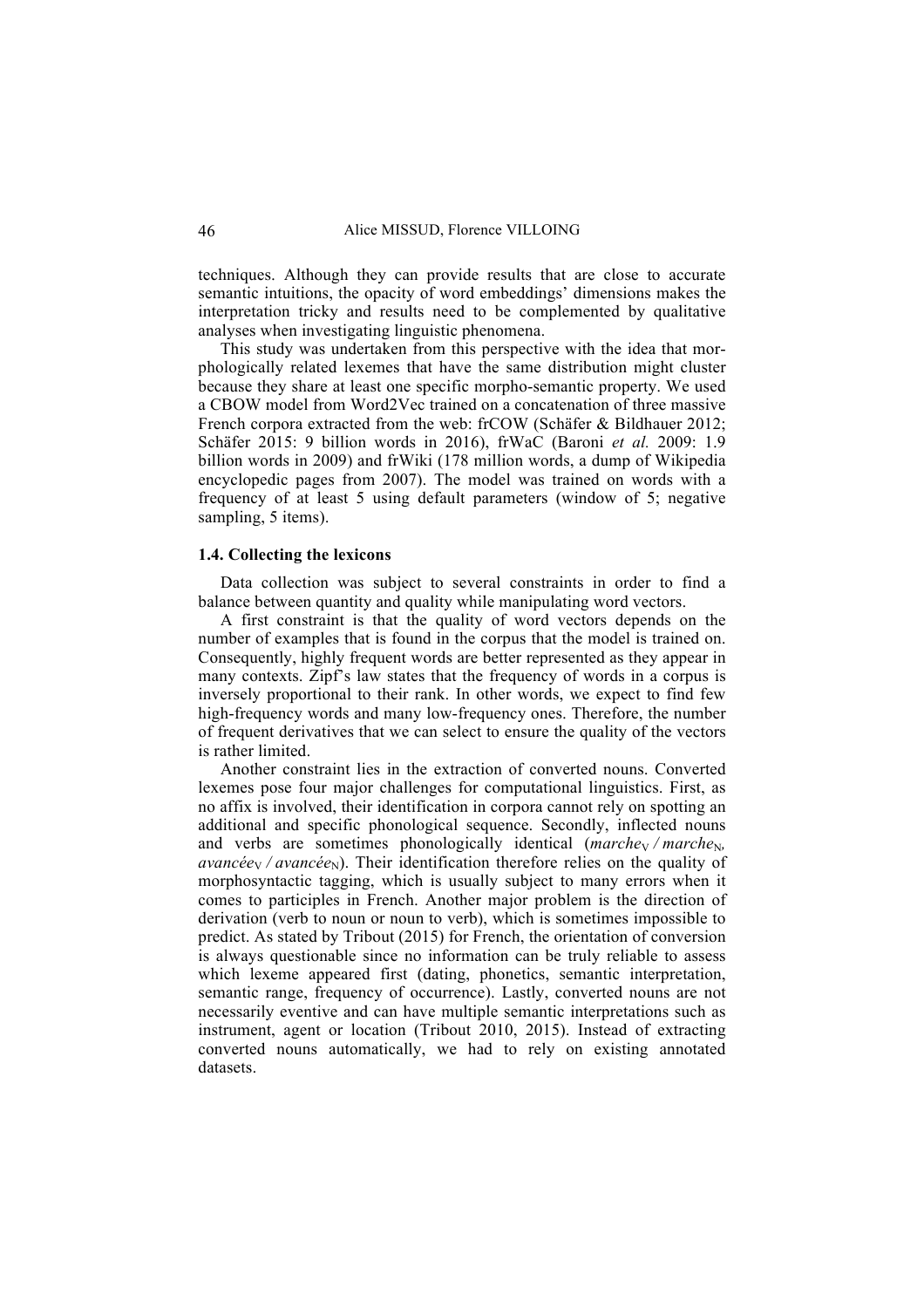techniques. Although they can provide results that are close to accurate semantic intuitions, the opacity of word embeddings' dimensions makes the interpretation tricky and results need to be complemented by qualitative analyses when investigating linguistic phenomena.

This study was undertaken from this perspective with the idea that morphologically related lexemes that have the same distribution might cluster because they share at least one specific morpho-semantic property. We used a CBOW model from Word2Vec trained on a concatenation of three massive French corpora extracted from the web: frCOW (Schäfer & Bildhauer 2012; Schäfer 2015: 9 billion words in 2016), frWaC (Baroni *et al.* 2009: 1.9 billion words in 2009) and frWiki (178 million words, a dump of Wikipedia encyclopedic pages from 2007). The model was trained on words with a frequency of at least 5 using default parameters (window of 5; negative sampling, 5 items).

### 1.4. Collecting the lexicons

Data collection was subject to several constraints in order to find a balance between quantity and quality while manipulating word vectors.

A first constraint is that the quality of word vectors depends on the number of examples that is found in the corpus that the model is trained on. Consequently, highly frequent words are better represented as they appear in many contexts. Zipf's law states that the frequency of words in a corpus is inversely proportional to their rank. In other words, we expect to find few high-frequency words and many low-frequency ones. Therefore, the number of frequent derivatives that we can select to ensure the quality of the vectors is rather limited.

Another constraint lies in the extraction of converted nouns. Converted lexemes pose four major challenges for computational linguistics. First, as no affix is involved, their identification in corpora cannot rely on spotting an additional and specific phonological sequence. Secondly, inflected nouns and verbs are sometimes phonologically identical (*marche*$_{V}$ / *marche*$_{N}$, *avancée*$_{V}$ / *avancée*$_{N}$). Their identification therefore relies on the quality of morphosyntactic tagging, which is usually subject to many errors when it comes to participles in French. Another major problem is the direction of derivation (verb to noun or noun to verb), which is sometimes impossible to predict. As stated by Tribout (2015) for French, the orientation of conversion is always questionable since no information can be truly reliable to assess which lexeme appeared first (dating, phonetics, semantic interpretation, semantic range, frequency of occurrence). Lastly, converted nouns are not necessarily eventive and can have multiple semantic interpretations such as instrument, agent or location (Tribout 2010, 2015). Instead of extracting converted nouns automatically, we had to rely on existing annotated datasets.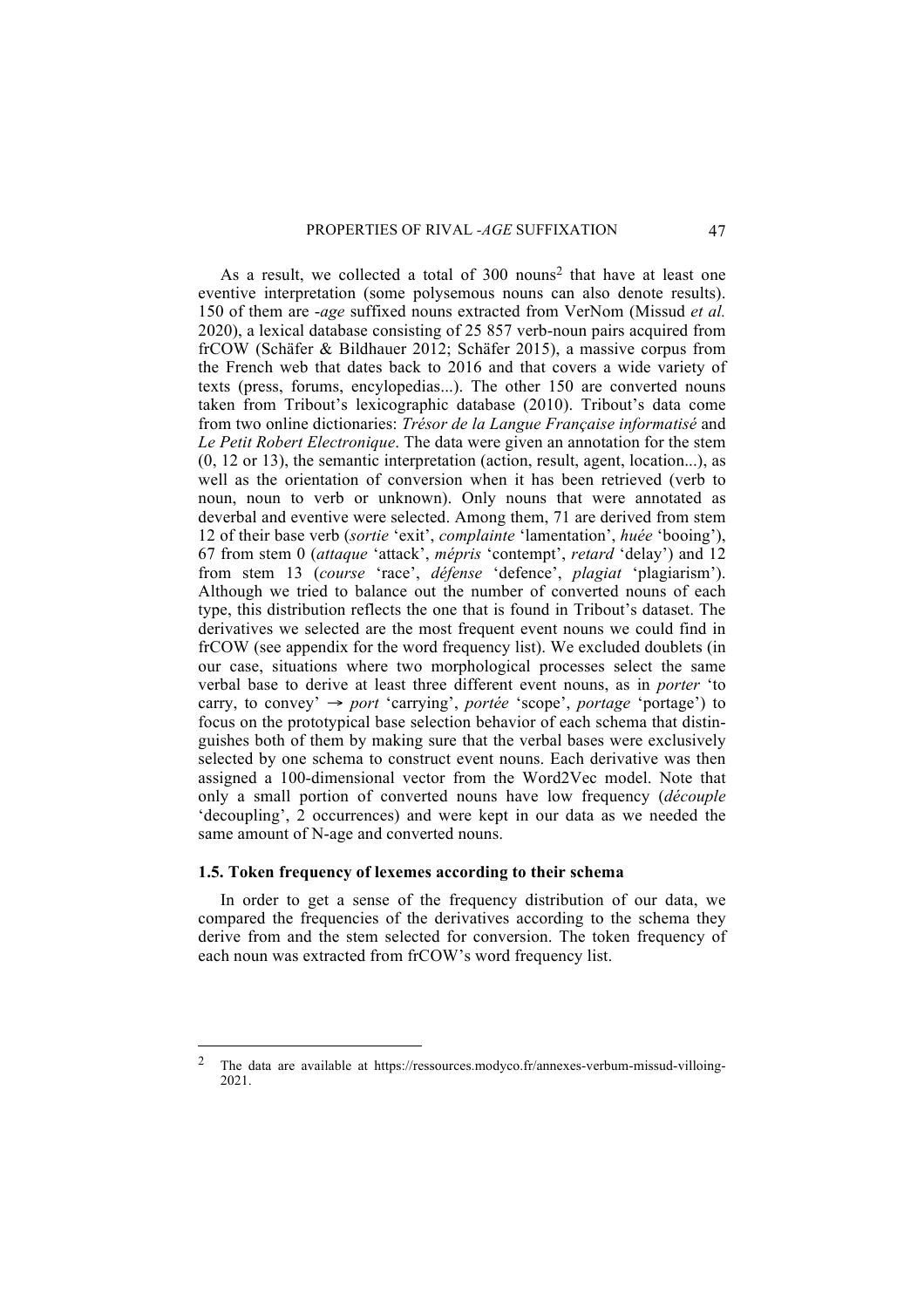As a result, we collected a total of 300 nouns[2] that have at least one eventive interpretation (some polysemous nouns can also denote results). 150 of them are *-age* suffixed nouns extracted from VerNom (Missud *et al.* 2020), a lexical database consisting of 25 857 verb-noun pairs acquired from frCOW (Schäfer & Bildhauer 2012; Schäfer 2015), a massive corpus from the French web that dates back to 2016 and that covers a wide variety of texts (press, forums, encylopedias...). The other 150 are converted nouns taken from Tribout's lexicographic database (2010). Tribout's data come from two online dictionaries: *Trésor de la Langue Française informatisé* and *Le Petit Robert Electronique*. The data were given an annotation for the stem (0, 12 or 13), the semantic interpretation (action, result, agent, location...), as well as the orientation of conversion when it has been retrieved (verb to noun, noun to verb or unknown). Only nouns that were annotated as deverbal and eventive were selected. Among them, 71 are derived from stem 12 of their base verb (*sortie* 'exit', *complainte* 'lamentation', *huée* 'booing'), 67 from stem 0 (*attaque* 'attack', *mépris* 'contempt', *retard* 'delay') and 12 from stem 13 (*course* 'race', *défense* 'defence', *plagiat* 'plagiarism'). Although we tried to balance out the number of converted nouns of each type, this distribution reflects the one that is found in Tribout's dataset. The derivatives we selected are the most frequent event nouns we could find in frCOW (see appendix for the word frequency list). We excluded doublets (in our case, situations where two morphological processes select the same verbal base to derive at least three different event nouns, as in *porter* 'to carry, to convey' → *port* 'carrying', *portée* 'scope', *portage* 'portage') to focus on the prototypical base selection behavior of each schema that distinguishes both of them by making sure that the verbal bases were exclusively selected by one schema to construct event nouns. Each derivative was then assigned a 100-dimensional vector from the Word2Vec model. Note that only a small portion of converted nouns have low frequency (*découple* 'decoupling', 2 occurrences) and were kept in our data as we needed the same amount of N-age and converted nouns.

### 1.5. Token frequency of lexemes according to their schema

In order to get a sense of the frequency distribution of our data, we compared the frequencies of the derivatives according to the schema they derive from and the stem selected for conversion. The token frequency of each noun was extracted from frCOW's word frequency list.

---

[2] The data are available at https://ressources.modyco.fr/annexes-verbum-missud-villoing-2021.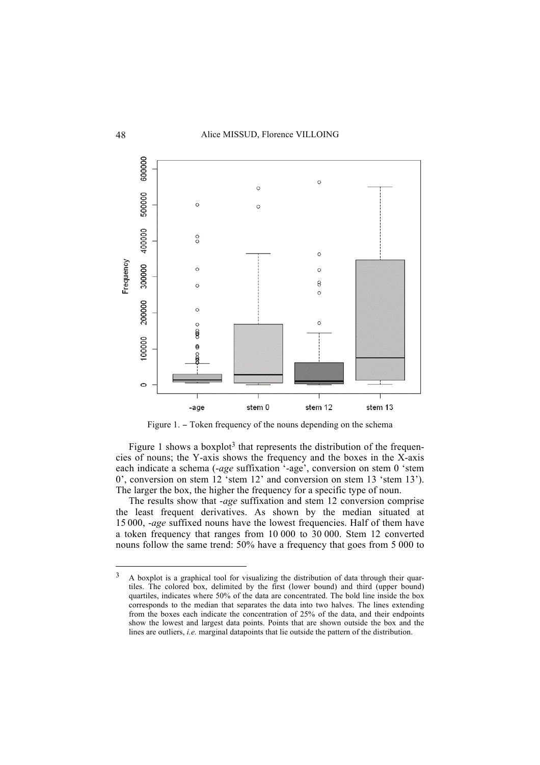Figure 1. – Token frequency of the nouns depending on the schema

Figure 1 shows a boxplot[3] that represents the distribution of the frequencies of nouns; the Y-axis shows the frequency and the boxes in the X-axis each indicate a schema (*-age* suffixation '-age', conversion on stem 0 'stem 0', conversion on stem 12 'stem 12' and conversion on stem 13 'stem 13'). The larger the box, the higher the frequency for a specific type of noun.

The results show that *-age* suffixation and stem 12 conversion comprise the least frequent derivatives. As shown by the median situated at 15 000, *-age* suffixed nouns have the lowest frequencies. Half of them have a token frequency that ranges from 10 000 to 30 000. Stem 12 converted nouns follow the same trend: 50% have a frequency that goes from 5 000 to

---

[3] A boxplot is a graphical tool for visualizing the distribution of data through their quartiles. The colored box, delimited by the first (lower bound) and third (upper bound) quartiles, indicates where 50% of the data are concentrated. The bold line inside the box corresponds to the median that separates the data into two halves. The lines extending from the boxes each indicate the concentration of 25% of the data, and their endpoints show the lowest and largest data points. Points that are shown outside the box and the lines are outliers, *i.e.* marginal datapoints that lie outside the pattern of the distribution.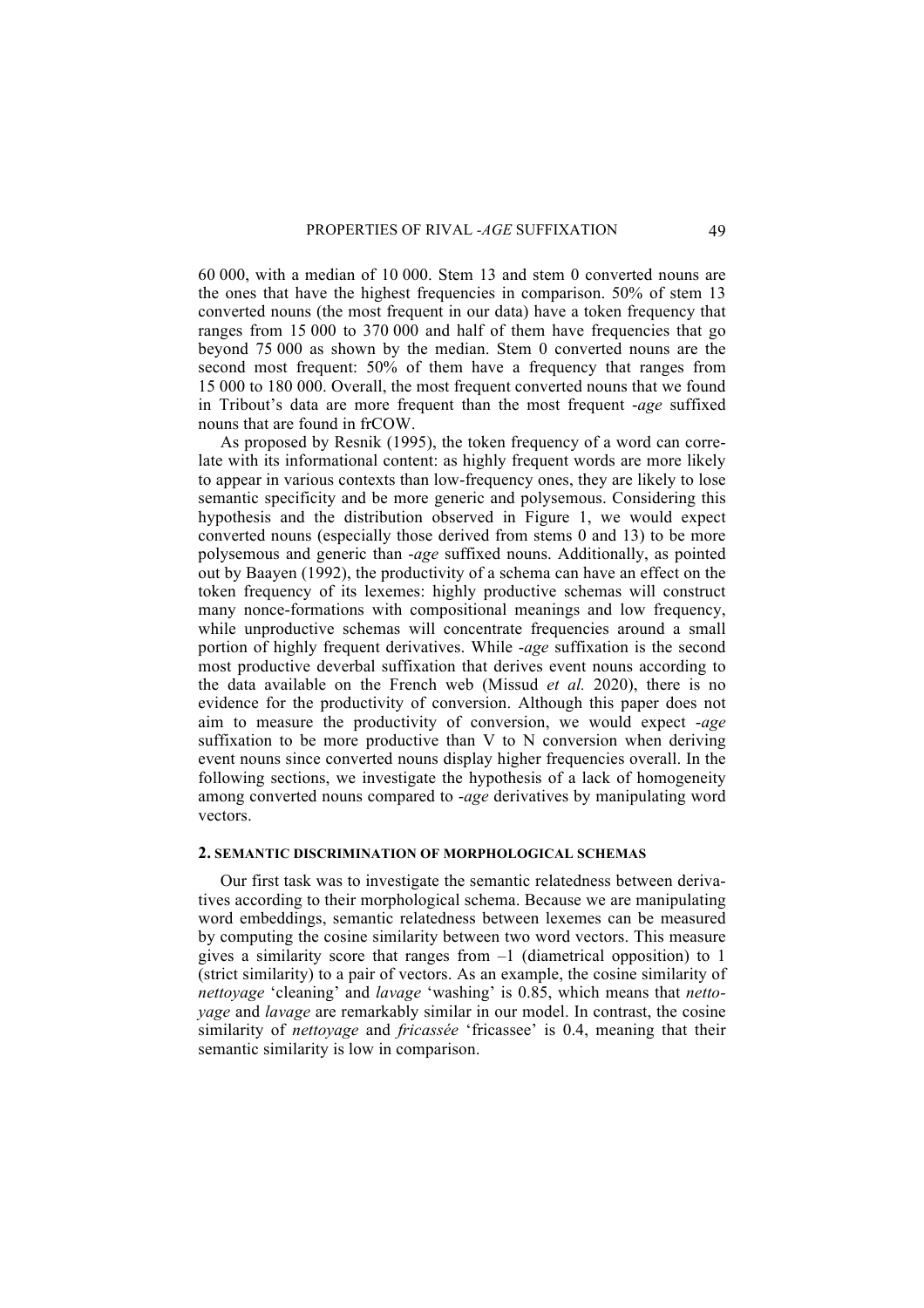60 000, with a median of 10 000. Stem 13 and stem 0 converted nouns are the ones that have the highest frequencies in comparison. 50% of stem 13 converted nouns (the most frequent in our data) have a token frequency that ranges from 15 000 to 370 000 and half of them have frequencies that go beyond 75 000 as shown by the median. Stem 0 converted nouns are the second most frequent: 50% of them have a frequency that ranges from 15 000 to 180 000. Overall, the most frequent converted nouns that we found in Tribout's data are more frequent than the most frequent *-age* suffixed nouns that are found in frCOW.

As proposed by Resnik (1995), the token frequency of a word can correlate with its informational content: as highly frequent words are more likely to appear in various contexts than low-frequency ones, they are likely to lose semantic specificity and be more generic and polysemous. Considering this hypothesis and the distribution observed in Figure 1, we would expect converted nouns (especially those derived from stems 0 and 13) to be more polysemous and generic than *-age* suffixed nouns. Additionally, as pointed out by Baayen (1992), the productivity of a schema can have an effect on the token frequency of its lexemes: highly productive schemas will construct many nonce-formations with compositional meanings and low frequency, while unproductive schemas will concentrate frequencies around a small portion of highly frequent derivatives. While *-age* suffixation is the second most productive deverbal suffixation that derives event nouns according to the data available on the French web (Missud *et al.* 2020), there is no evidence for the productivity of conversion. Although this paper does not aim to measure the productivity of conversion, we would expect *-age* suffixation to be more productive than V to N conversion when deriving event nouns since converted nouns display higher frequencies overall. In the following sections, we investigate the hypothesis of a lack of homogeneity among converted nouns compared to *-age* derivatives by manipulating word vectors.

## 2. SEMANTIC DISCRIMINATION OF MORPHOLOGICAL SCHEMAS

Our first task was to investigate the semantic relatedness between derivatives according to their morphological schema. Because we are manipulating word embeddings, semantic relatedness between lexemes can be measured by computing the cosine similarity between two word vectors. This measure gives a similarity score that ranges from –1 (diametrical opposition) to 1 (strict similarity) to a pair of vectors. As an example, the cosine similarity of *nettoyage* 'cleaning' and *lavage* 'washing' is 0.85, which means that *nettoyage* and *lavage* are remarkably similar in our model. In contrast, the cosine similarity of *nettoyage* and *fricassée* 'fricassee' is 0.4, meaning that their semantic similarity is low in comparison.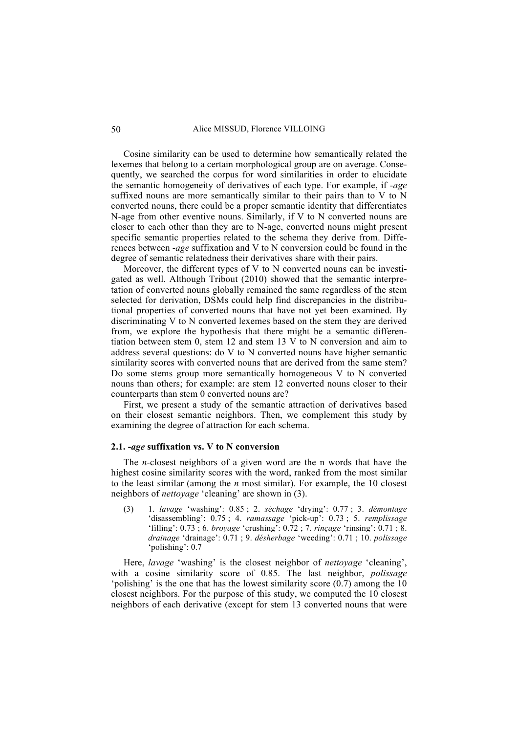Cosine similarity can be used to determine how semantically related the lexemes that belong to a certain morphological group are on average. Consequently, we searched the corpus for word similarities in order to elucidate the semantic homogeneity of derivatives of each type. For example, if *-age* suffixed nouns are more semantically similar to their pairs than to V to N converted nouns, there could be a proper semantic identity that differentiates N-age from other eventive nouns. Similarly, if V to N converted nouns are closer to each other than they are to N-age, converted nouns might present specific semantic properties related to the schema they derive from. Differences between *-age* suffixation and V to N conversion could be found in the degree of semantic relatedness their derivatives share with their pairs.

Moreover, the different types of V to N converted nouns can be investigated as well. Although Tribout (2010) showed that the semantic interpretation of converted nouns globally remained the same regardless of the stem selected for derivation, DSMs could help find discrepancies in the distributional properties of converted nouns that have not yet been examined. By discriminating V to N converted lexemes based on the stem they are derived from, we explore the hypothesis that there might be a semantic differentiation between stem 0, stem 12 and stem 13 V to N conversion and aim to address several questions: do V to N converted nouns have higher semantic similarity scores with converted nouns that are derived from the same stem? Do some stems group more semantically homogeneous V to N converted nouns than others; for example: are stem 12 converted nouns closer to their counterparts than stem 0 converted nouns are?

First, we present a study of the semantic attraction of derivatives based on their closest semantic neighbors. Then, we complement this study by examining the degree of attraction for each schema.

### 2.1. *-age* suffixation vs. V to N conversion

The *n*-closest neighbors of a given word are the n words that have the highest cosine similarity scores with the word, ranked from the most similar to the least similar (among the *n* most similar). For example, the 10 closest neighbors of *nettoyage* 'cleaning' are shown in (3).

(3) 1. *lavage* 'washing': 0.85 ; 2. *séchage* 'drying': 0.77 ; 3. *démontage* 'disassembling': 0.75 ; 4. *ramassage* 'pick-up': 0.73 ; 5. *remplissage* 'filling': 0.73 ; 6. *broyage* 'crushing': 0.72 ; 7. *rinçage* 'rinsing': 0.71 ; 8. *drainage* 'drainage': 0.71 ; 9. *désherbage* 'weeding': 0.71 ; 10. *polissage* 'polishing': 0.7

Here, *lavage* 'washing' is the closest neighbor of *nettoyage* 'cleaning', with a cosine similarity score of 0.85. The last neighbor, *polissage* 'polishing' is the one that has the lowest similarity score (0.7) among the 10 closest neighbors. For the purpose of this study, we computed the 10 closest neighbors of each derivative (except for stem 13 converted nouns that were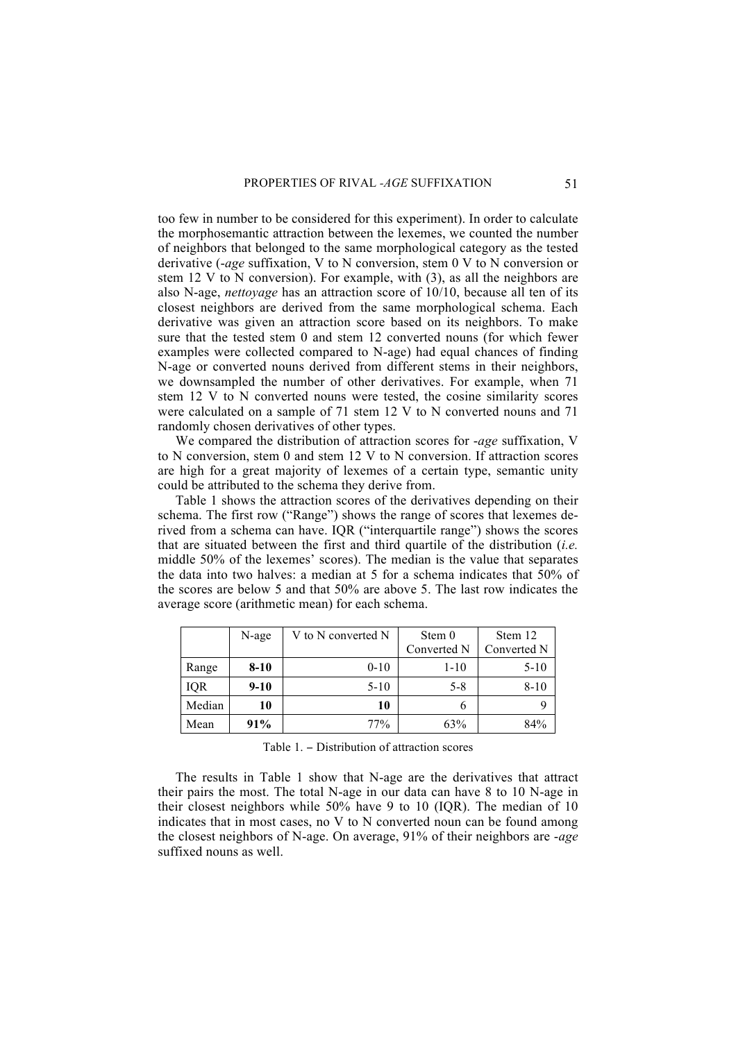too few in number to be considered for this experiment). In order to calculate the morphosemantic attraction between the lexemes, we counted the number of neighbors that belonged to the same morphological category as the tested derivative (*-age* suffixation, V to N conversion, stem 0 V to N conversion or stem 12 V to N conversion). For example, with (3), as all the neighbors are also N-age, *nettoyage* has an attraction score of 10/10, because all ten of its closest neighbors are derived from the same morphological schema. Each derivative was given an attraction score based on its neighbors. To make sure that the tested stem 0 and stem 12 converted nouns (for which fewer examples were collected compared to N-age) had equal chances of finding N-age or converted nouns derived from different stems in their neighbors, we downsampled the number of other derivatives. For example, when 71 stem 12 V to N converted nouns were tested, the cosine similarity scores were calculated on a sample of 71 stem 12 V to N converted nouns and 71 randomly chosen derivatives of other types.

We compared the distribution of attraction scores for *-age* suffixation, V to N conversion, stem 0 and stem 12 V to N conversion. If attraction scores are high for a great majority of lexemes of a certain type, semantic unity could be attributed to the schema they derive from.

Table 1 shows the attraction scores of the derivatives depending on their schema. The first row ("Range") shows the range of scores that lexemes derived from a schema can have. IQR ("interquartile range") shows the scores that are situated between the first and third quartile of the distribution (*i.e.* middle 50% of the lexemes' scores). The median is the value that separates the data into two halves: a median at 5 for a schema indicates that 50% of the scores are below 5 and that 50% are above 5. The last row indicates the average score (arithmetic mean) for each schema.

| | N-age | V to N converted N | Stem 0 Converted N | Stem 12 Converted N |
|---|---|---|---|---|
| Range | **8-10** | 0-10 | 1-10 | 5-10 |
| IQR | **9-10** | 5-10 | 5-8 | 8-10 |
| Median | **10** | **10** | 6 | 9 |
| Mean | **91%** | 77% | 63% | 84% |

Table 1. – Distribution of attraction scores

The results in Table 1 show that N-age are the derivatives that attract their pairs the most. The total N-age in our data can have 8 to 10 N-age in their closest neighbors while 50% have 9 to 10 (IQR). The median of 10 indicates that in most cases, no V to N converted noun can be found among the closest neighbors of N-age. On average, 91% of their neighbors are *-age* suffixed nouns as well.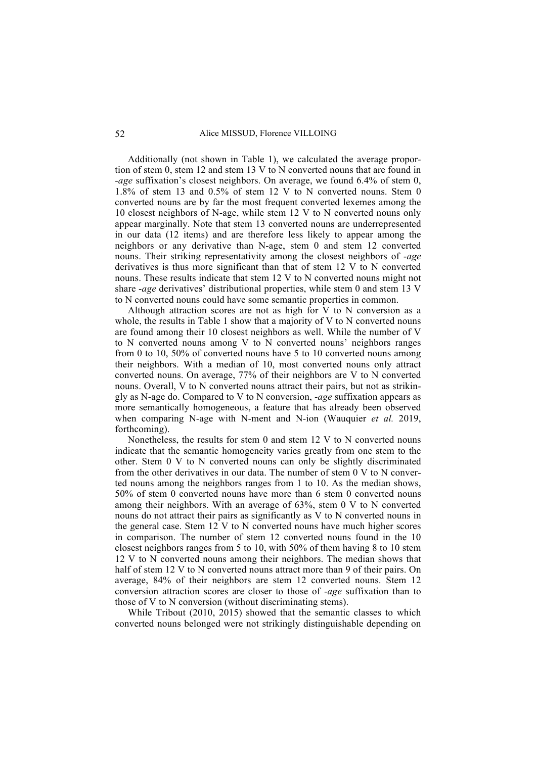Additionally (not shown in Table 1), we calculated the average proportion of stem 0, stem 12 and stem 13 V to N converted nouns that are found in *-age* suffixation's closest neighbors. On average, we found 6.4% of stem 0, 1.8% of stem 13 and 0.5% of stem 12 V to N converted nouns. Stem 0 converted nouns are by far the most frequent converted lexemes among the 10 closest neighbors of N-age, while stem 12 V to N converted nouns only appear marginally. Note that stem 13 converted nouns are underrepresented in our data (12 items) and are therefore less likely to appear among the neighbors or any derivative than N-age, stem 0 and stem 12 converted nouns. Their striking representativity among the closest neighbors of *-age* derivatives is thus more significant than that of stem 12 V to N converted nouns. These results indicate that stem 12 V to N converted nouns might not share *-age* derivatives' distributional properties, while stem 0 and stem 13 V to N converted nouns could have some semantic properties in common.

Although attraction scores are not as high for V to N conversion as a whole, the results in Table 1 show that a majority of V to N converted nouns are found among their 10 closest neighbors as well. While the number of V to N converted nouns among V to N converted nouns' neighbors ranges from 0 to 10, 50% of converted nouns have 5 to 10 converted nouns among their neighbors. With a median of 10, most converted nouns only attract converted nouns. On average, 77% of their neighbors are V to N converted nouns. Overall, V to N converted nouns attract their pairs, but not as strikingly as N-age do. Compared to V to N conversion, *-age* suffixation appears as more semantically homogeneous, a feature that has already been observed when comparing N-age with N-ment and N-ion (Wauquier *et al.* 2019, forthcoming).

Nonetheless, the results for stem 0 and stem 12 V to N converted nouns indicate that the semantic homogeneity varies greatly from one stem to the other. Stem 0 V to N converted nouns can only be slightly discriminated from the other derivatives in our data. The number of stem 0 V to N converted nouns among the neighbors ranges from 1 to 10. As the median shows, 50% of stem 0 converted nouns have more than 6 stem 0 converted nouns among their neighbors. With an average of 63%, stem 0 V to N converted nouns do not attract their pairs as significantly as V to N converted nouns in the general case. Stem 12 V to N converted nouns have much higher scores in comparison. The number of stem 12 converted nouns found in the 10 closest neighbors ranges from 5 to 10, with 50% of them having 8 to 10 stem 12 V to N converted nouns among their neighbors. The median shows that half of stem 12 V to N converted nouns attract more than 9 of their pairs. On average, 84% of their neighbors are stem 12 converted nouns. Stem 12 conversion attraction scores are closer to those of *-age* suffixation than to those of V to N conversion (without discriminating stems).

While Tribout (2010, 2015) showed that the semantic classes to which converted nouns belonged were not strikingly distinguishable depending on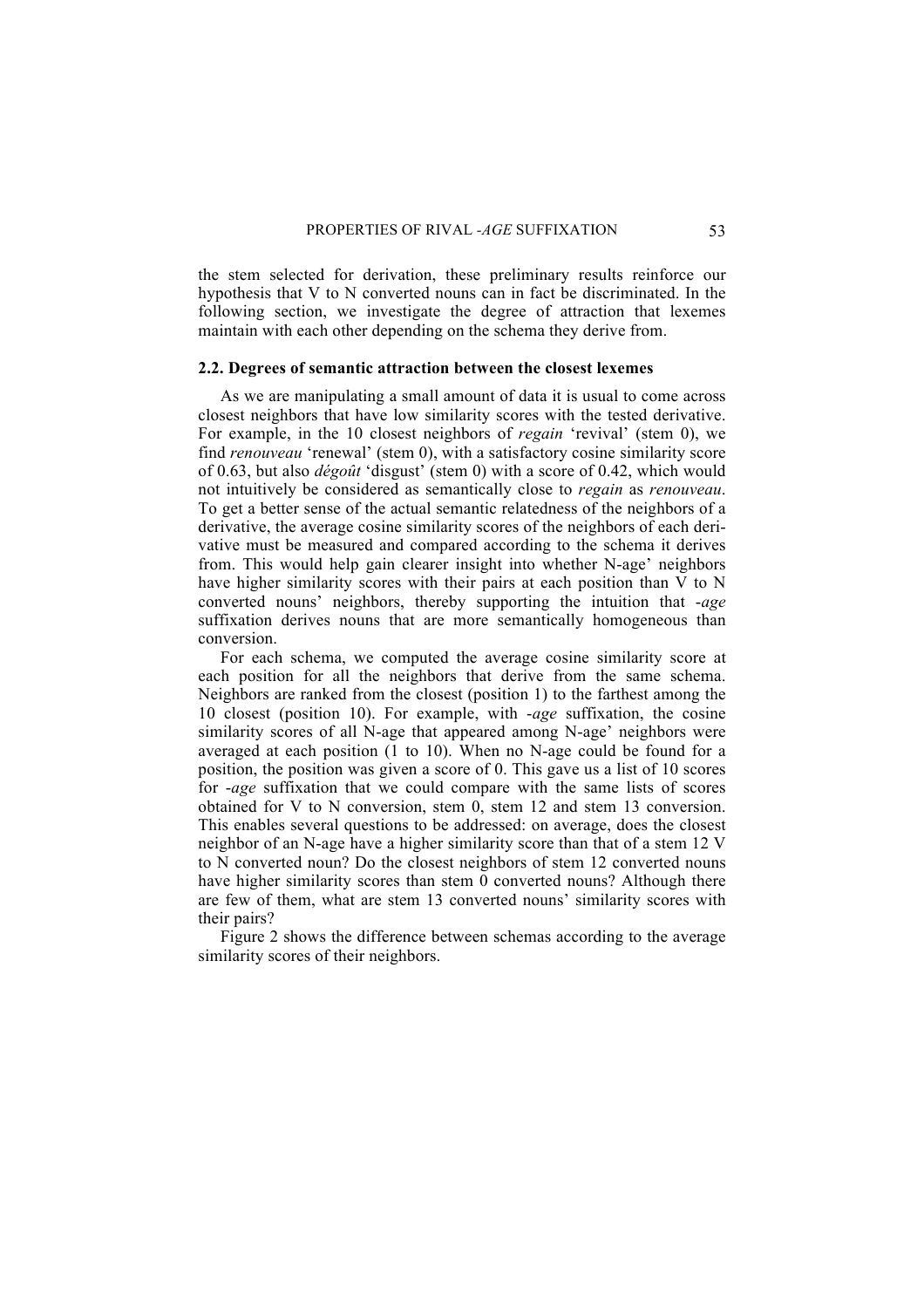the stem selected for derivation, these preliminary results reinforce our hypothesis that V to N converted nouns can in fact be discriminated. In the following section, we investigate the degree of attraction that lexemes maintain with each other depending on the schema they derive from.

### 2.2. Degrees of semantic attraction between the closest lexemes

As we are manipulating a small amount of data it is usual to come across closest neighbors that have low similarity scores with the tested derivative. For example, in the 10 closest neighbors of *regain* 'revival' (stem 0), we find *renouveau* 'renewal' (stem 0), with a satisfactory cosine similarity score of 0.63, but also *dégoût* 'disgust' (stem 0) with a score of 0.42, which would not intuitively be considered as semantically close to *regain* as *renouveau*. To get a better sense of the actual semantic relatedness of the neighbors of a derivative, the average cosine similarity scores of the neighbors of each derivative must be measured and compared according to the schema it derives from. This would help gain clearer insight into whether N-age' neighbors have higher similarity scores with their pairs at each position than V to N converted nouns' neighbors, thereby supporting the intuition that *-age* suffixation derives nouns that are more semantically homogeneous than conversion.

For each schema, we computed the average cosine similarity score at each position for all the neighbors that derive from the same schema. Neighbors are ranked from the closest (position 1) to the farthest among the 10 closest (position 10). For example, with *-age* suffixation, the cosine similarity scores of all N-age that appeared among N-age' neighbors were averaged at each position (1 to 10). When no N-age could be found for a position, the position was given a score of 0. This gave us a list of 10 scores for *-age* suffixation that we could compare with the same lists of scores obtained for V to N conversion, stem 0, stem 12 and stem 13 conversion. This enables several questions to be addressed: on average, does the closest neighbor of an N-age have a higher similarity score than that of a stem 12 V to N converted noun? Do the closest neighbors of stem 12 converted nouns have higher similarity scores than stem 0 converted nouns? Although there are few of them, what are stem 13 converted nouns' similarity scores with their pairs?

Figure 2 shows the difference between schemas according to the average similarity scores of their neighbors.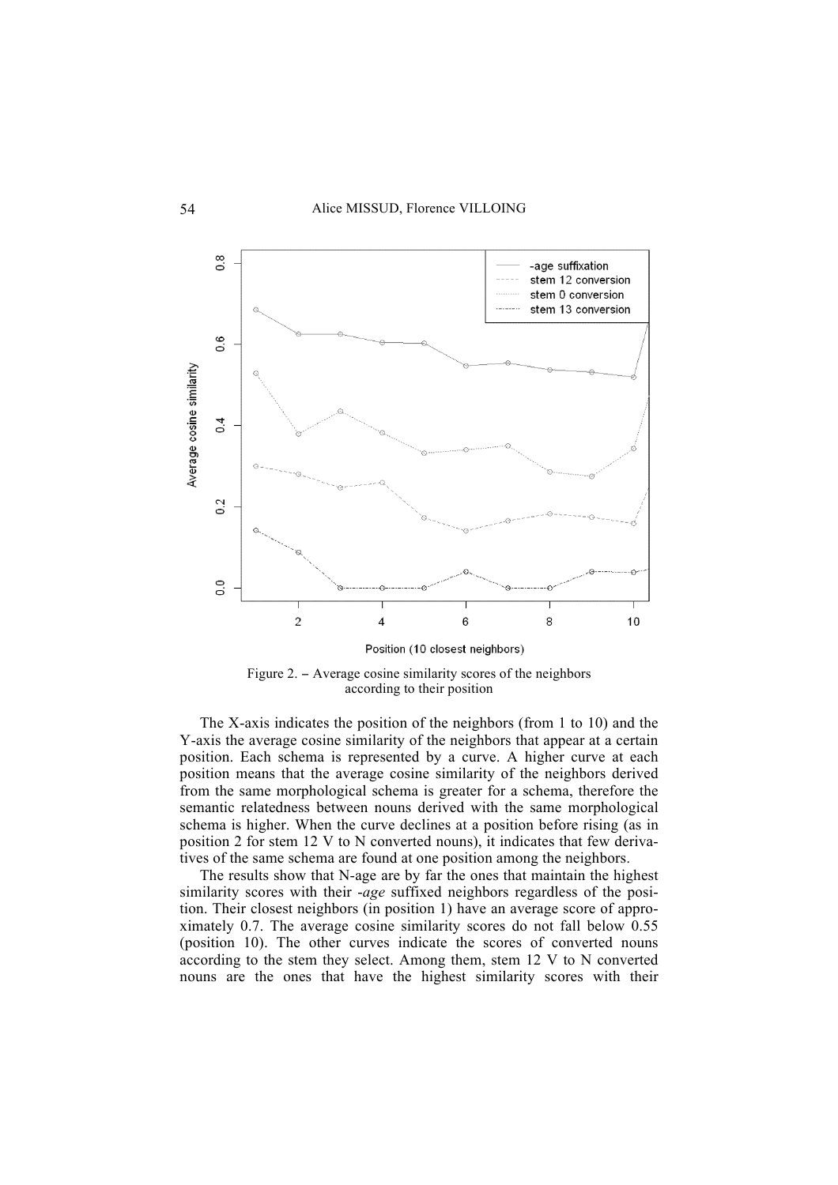Figure 2. – Average cosine similarity scores of the neighbors according to their position

The X-axis indicates the position of the neighbors (from 1 to 10) and the Y-axis the average cosine similarity of the neighbors that appear at a certain position. Each schema is represented by a curve. A higher curve at each position means that the average cosine similarity of the neighbors derived from the same morphological schema is greater for a schema, therefore the semantic relatedness between nouns derived with the same morphological schema is higher. When the curve declines at a position before rising (as in position 2 for stem 12 V to N converted nouns), it indicates that few derivatives of the same schema are found at one position among the neighbors.

The results show that N-age are by far the ones that maintain the highest similarity scores with their *-age* suffixed neighbors regardless of the position. Their closest neighbors (in position 1) have an average score of approximately 0.7. The average cosine similarity scores do not fall below 0.55 (position 10). The other curves indicate the scores of converted nouns according to the stem they select. Among them, stem 12 V to N converted nouns are the ones that have the highest similarity scores with their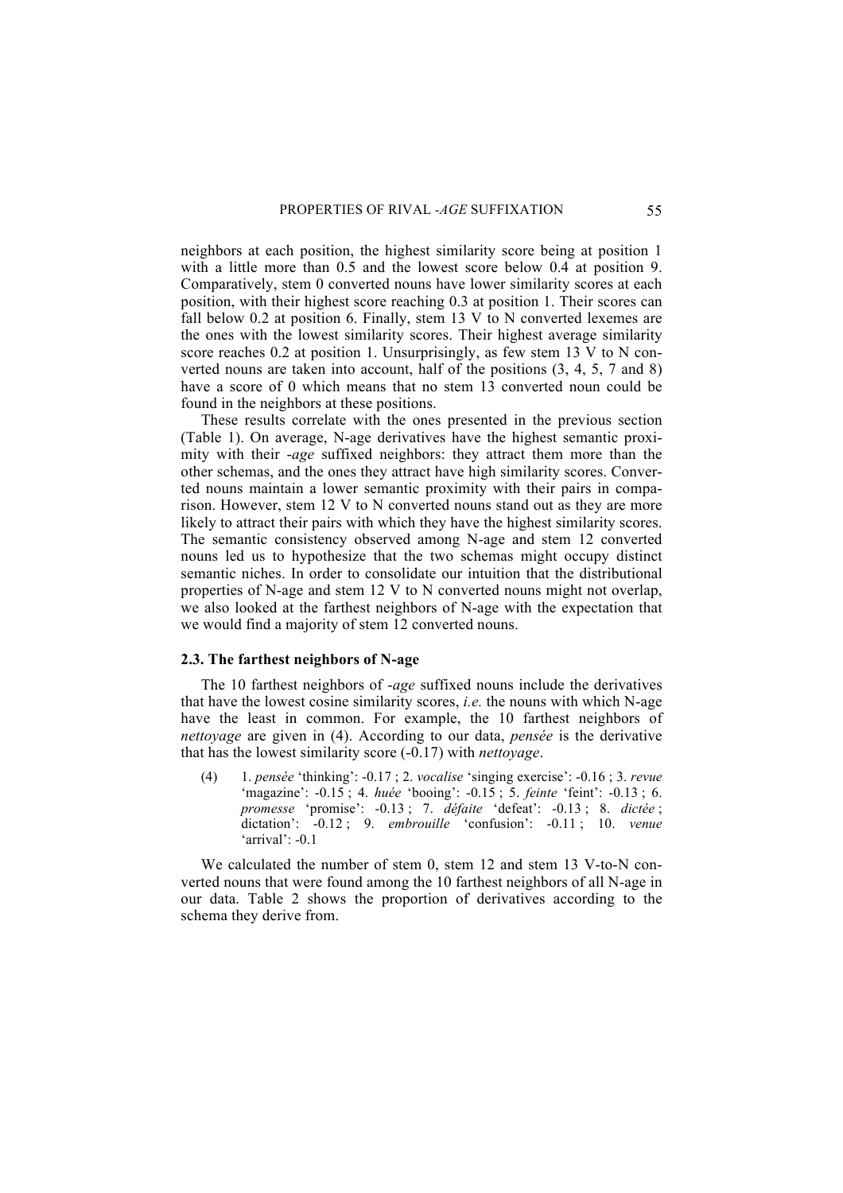neighbors at each position, the highest similarity score being at position 1 with a little more than 0.5 and the lowest score below 0.4 at position 9. Comparatively, stem 0 converted nouns have lower similarity scores at each position, with their highest score reaching 0.3 at position 1. Their scores can fall below 0.2 at position 6. Finally, stem 13 V to N converted lexemes are the ones with the lowest similarity scores. Their highest average similarity score reaches 0.2 at position 1. Unsurprisingly, as few stem 13 V to N converted nouns are taken into account, half of the positions (3, 4, 5, 7 and 8) have a score of 0 which means that no stem 13 converted noun could be found in the neighbors at these positions.

These results correlate with the ones presented in the previous section (Table 1). On average, N-age derivatives have the highest semantic proximity with their *-age* suffixed neighbors: they attract them more than the other schemas, and the ones they attract have high similarity scores. Converted nouns maintain a lower semantic proximity with their pairs in comparison. However, stem 12 V to N converted nouns stand out as they are more likely to attract their pairs with which they have the highest similarity scores. The semantic consistency observed among N-age and stem 12 converted nouns led us to hypothesize that the two schemas might occupy distinct semantic niches. In order to consolidate our intuition that the distributional properties of N-age and stem 12 V to N converted nouns might not overlap, we also looked at the farthest neighbors of N-age with the expectation that we would find a majority of stem 12 converted nouns.

### 2.3. The farthest neighbors of N-age

The 10 farthest neighbors of *-age* suffixed nouns include the derivatives that have the lowest cosine similarity scores, *i.e.* the nouns with which N-age have the least in common. For example, the 10 farthest neighbors of *nettoyage* are given in (4). According to our data, *pensée* is the derivative that has the lowest similarity score (-0.17) with *nettoyage*.

(4) 1. *pensée* 'thinking': -0.17 ; 2. *vocalise* 'singing exercise': -0.16 ; 3. *revue* 'magazine': -0.15 ; 4. *huée* 'booing': -0.15 ; 5. *feinte* 'feint': -0.13 ; 6. *promesse* 'promise': -0.13 ; 7. *défaite* 'defeat': -0.13 ; 8. *dictée* ; dictation': -0.12 ; 9. *embrouille* 'confusion': -0.11 ; 10. *venue* 'arrival': -0.1

We calculated the number of stem 0, stem 12 and stem 13 V-to-N converted nouns that were found among the 10 farthest neighbors of all N-age in our data. Table 2 shows the proportion of derivatives according to the schema they derive from.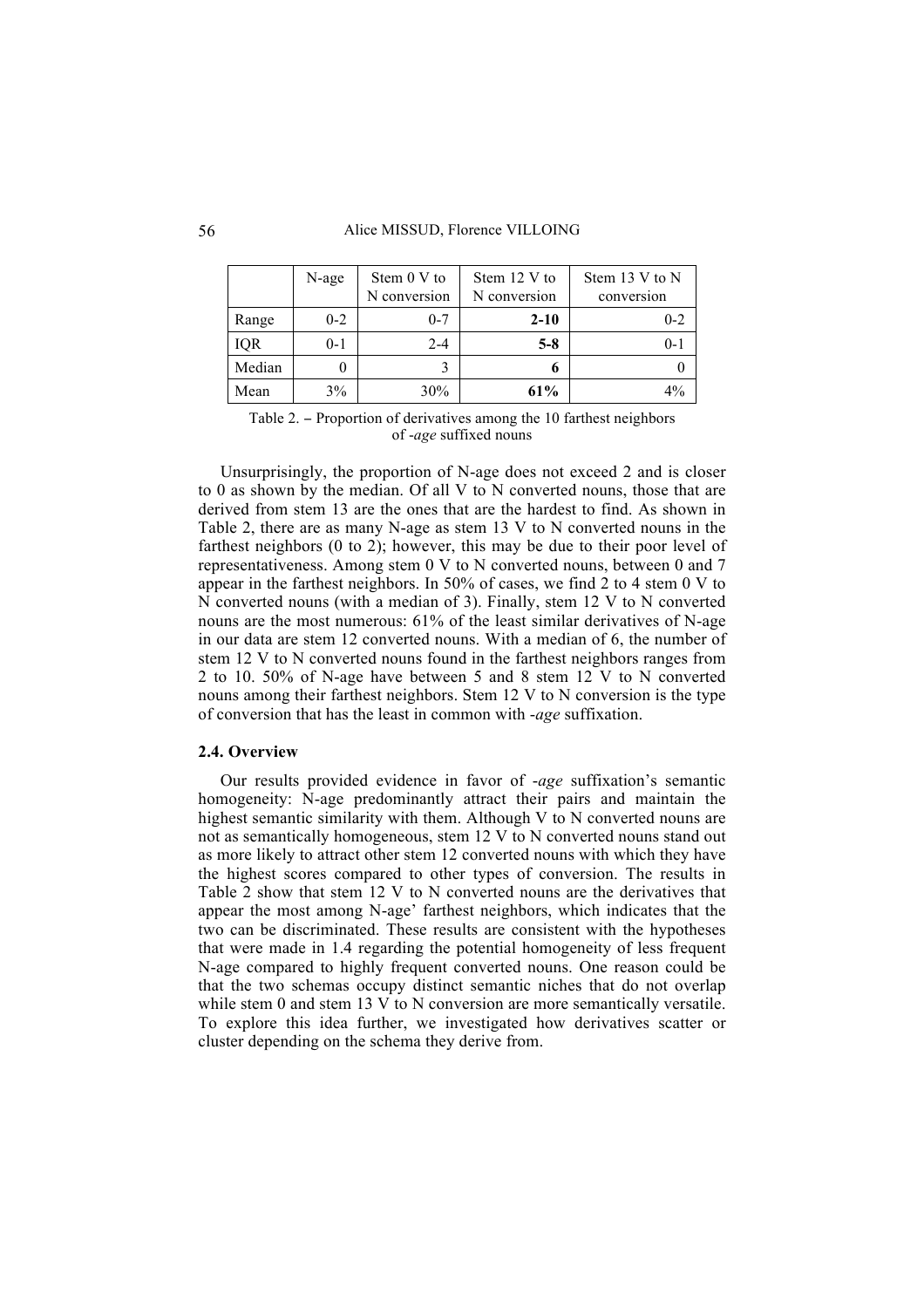|  | N-age | Stem 0 V to N conversion | Stem 12 V to N conversion | Stem 13 V to N conversion |
|---|---|---|---|---|
| Range | 0-2 | 0-7 | **2-10** | 0-2 |
| IQR | 0-1 | 2-4 | **5-8** | 0-1 |
| Median | 0 | 3 | **6** | 0 |
| Mean | 3% | 30% | **61%** | 4% |

Table 2. – Proportion of derivatives among the 10 farthest neighbors of *-age* suffixed nouns

Unsurprisingly, the proportion of N-age does not exceed 2 and is closer to 0 as shown by the median. Of all V to N converted nouns, those that are derived from stem 13 are the ones that are the hardest to find. As shown in Table 2, there are as many N-age as stem 13 V to N converted nouns in the farthest neighbors (0 to 2); however, this may be due to their poor level of representativeness. Among stem 0 V to N converted nouns, between 0 and 7 appear in the farthest neighbors. In 50% of cases, we find 2 to 4 stem 0 V to N converted nouns (with a median of 3). Finally, stem 12 V to N converted nouns are the most numerous: 61% of the least similar derivatives of N-age in our data are stem 12 converted nouns. With a median of 6, the number of stem 12 V to N converted nouns found in the farthest neighbors ranges from 2 to 10. 50% of N-age have between 5 and 8 stem 12 V to N converted nouns among their farthest neighbors. Stem 12 V to N conversion is the type of conversion that has the least in common with *-age* suffixation.

### 2.4. Overview

Our results provided evidence in favor of *-age* suffixation's semantic homogeneity: N-age predominantly attract their pairs and maintain the highest semantic similarity with them. Although V to N converted nouns are not as semantically homogeneous, stem 12 V to N converted nouns stand out as more likely to attract other stem 12 converted nouns with which they have the highest scores compared to other types of conversion. The results in Table 2 show that stem 12 V to N converted nouns are the derivatives that appear the most among N-age' farthest neighbors, which indicates that the two can be discriminated. These results are consistent with the hypotheses that were made in 1.4 regarding the potential homogeneity of less frequent N-age compared to highly frequent converted nouns. One reason could be that the two schemas occupy distinct semantic niches that do not overlap while stem 0 and stem 13 V to N conversion are more semantically versatile. To explore this idea further, we investigated how derivatives scatter or cluster depending on the schema they derive from.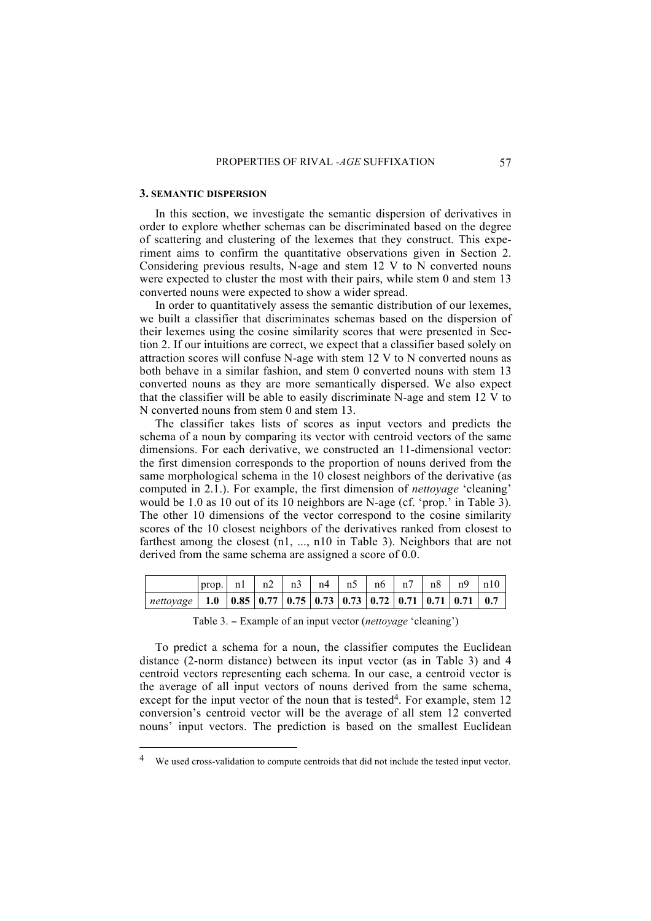## 3. SEMANTIC DISPERSION

In this section, we investigate the semantic dispersion of derivatives in order to explore whether schemas can be discriminated based on the degree of scattering and clustering of the lexemes that they construct. This experiment aims to confirm the quantitative observations given in Section 2. Considering previous results, N-age and stem 12 V to N converted nouns were expected to cluster the most with their pairs, while stem 0 and stem 13 converted nouns were expected to show a wider spread.

In order to quantitatively assess the semantic distribution of our lexemes, we built a classifier that discriminates schemas based on the dispersion of their lexemes using the cosine similarity scores that were presented in Section 2. If our intuitions are correct, we expect that a classifier based solely on attraction scores will confuse N-age with stem 12 V to N converted nouns as both behave in a similar fashion, and stem 0 converted nouns with stem 13 converted nouns as they are more semantically dispersed. We also expect that the classifier will be able to easily discriminate N-age and stem 12 V to N converted nouns from stem 0 and stem 13.

The classifier takes lists of scores as input vectors and predicts the schema of a noun by comparing its vector with centroid vectors of the same dimensions. For each derivative, we constructed an 11-dimensional vector: the first dimension corresponds to the proportion of nouns derived from the same morphological schema in the 10 closest neighbors of the derivative (as computed in 2.1.). For example, the first dimension of *nettoyage* 'cleaning' would be 1.0 as 10 out of its 10 neighbors are N-age (cf. 'prop.' in Table 3). The other 10 dimensions of the vector correspond to the cosine similarity scores of the 10 closest neighbors of the derivatives ranked from closest to farthest among the closest (n1, ..., n10 in Table 3). Neighbors that are not derived from the same schema are assigned a score of 0.0.

| | prop. | n1 | n2 | n3 | n4 | n5 | n6 | n7 | n8 | n9 | n10 |
|---|---|---|---|---|---|---|---|---|---|---|---|
| *nettoyage* | **1.0** | **0.85** | **0.77** | **0.75** | **0.73** | **0.73** | **0.72** | **0.71** | **0.71** | **0.71** | **0.7** |

Table 3. – Example of an input vector (*nettoyage* 'cleaning')

To predict a schema for a noun, the classifier computes the Euclidean distance (2-norm distance) between its input vector (as in Table 3) and 4 centroid vectors representing each schema. In our case, a centroid vector is the average of all input vectors of nouns derived from the same schema, except for the input vector of the noun that is tested[4]. For example, stem 12 conversion's centroid vector will be the average of all stem 12 converted nouns' input vectors. The prediction is based on the smallest Euclidean

[4] We used cross-validation to compute centroids that did not include the tested input vector.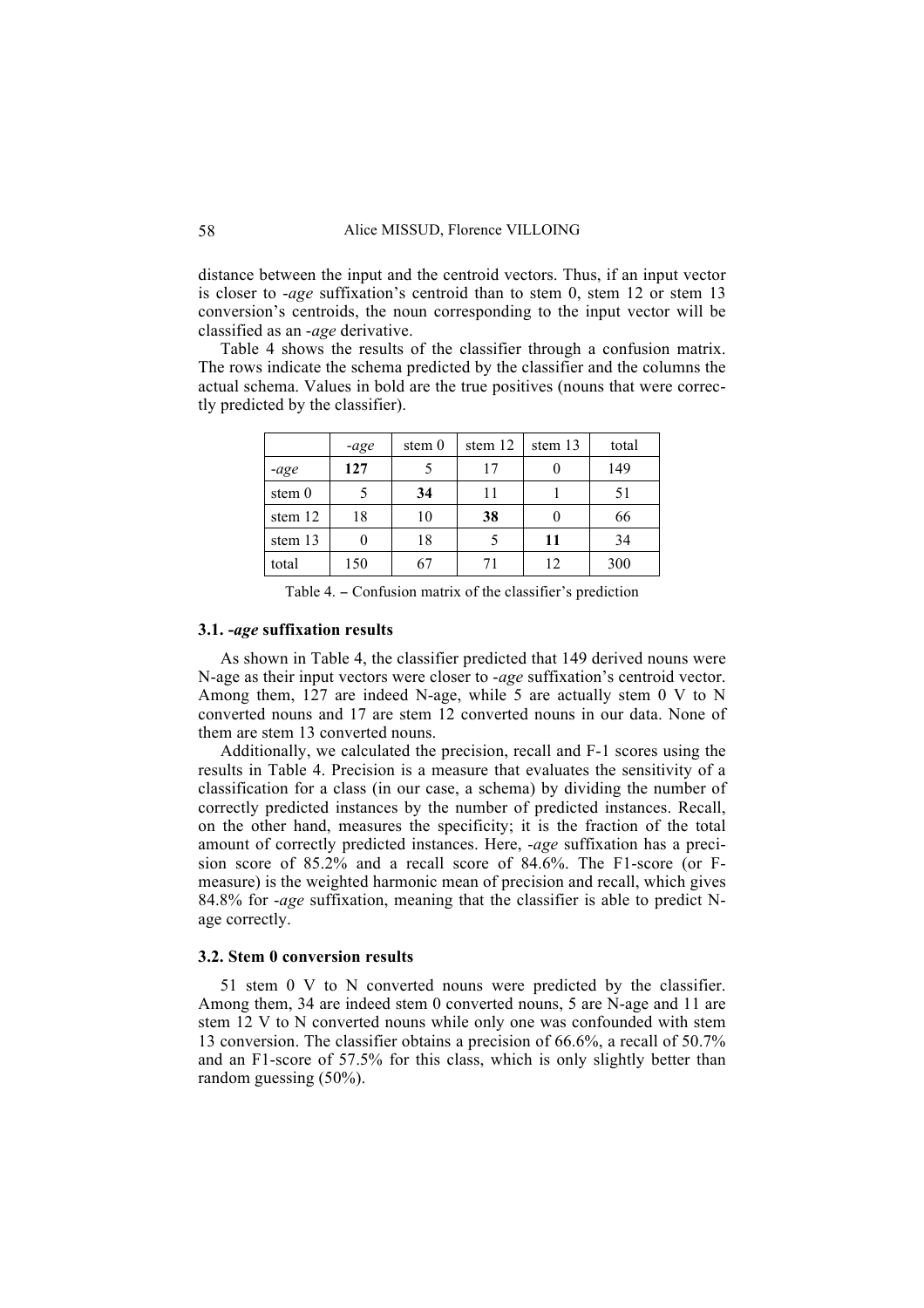distance between the input and the centroid vectors. Thus, if an input vector is closer to *-age* suffixation's centroid than to stem 0, stem 12 or stem 13 conversion's centroids, the noun corresponding to the input vector will be classified as an *-age* derivative.

Table 4 shows the results of the classifier through a confusion matrix. The rows indicate the schema predicted by the classifier and the columns the actual schema. Values in bold are the true positives (nouns that were correctly predicted by the classifier).

| | *-age* | stem 0 | stem 12 | stem 13 | total |
|---|---|---|---|---|---|
| *-age* | **127** | 5 | 17 | 0 | 149 |
| stem 0 | 5 | **34** | 11 | 1 | 51 |
| stem 12 | 18 | 10 | **38** | 0 | 66 |
| stem 13 | 0 | 18 | 5 | **11** | 34 |
| total | 150 | 67 | 71 | 12 | 300 |

Table 4. – Confusion matrix of the classifier's prediction

### 3.1. *-age* suffixation results

As shown in Table 4, the classifier predicted that 149 derived nouns were N-age as their input vectors were closer to *-age* suffixation's centroid vector. Among them, 127 are indeed N-age, while 5 are actually stem 0 V to N converted nouns and 17 are stem 12 converted nouns in our data. None of them are stem 13 converted nouns.

Additionally, we calculated the precision, recall and F-1 scores using the results in Table 4. Precision is a measure that evaluates the sensitivity of a classification for a class (in our case, a schema) by dividing the number of correctly predicted instances by the number of predicted instances. Recall, on the other hand, measures the specificity; it is the fraction of the total amount of correctly predicted instances. Here, *-age* suffixation has a precision score of 85.2% and a recall score of 84.6%. The F1-score (or F-measure) is the weighted harmonic mean of precision and recall, which gives 84.8% for *-age* suffixation, meaning that the classifier is able to predict N-age correctly.

### 3.2. Stem 0 conversion results

51 stem 0 V to N converted nouns were predicted by the classifier. Among them, 34 are indeed stem 0 converted nouns, 5 are N-age and 11 are stem 12 V to N converted nouns while only one was confounded with stem 13 conversion. The classifier obtains a precision of 66.6%, a recall of 50.7% and an F1-score of 57.5% for this class, which is only slightly better than random guessing (50%).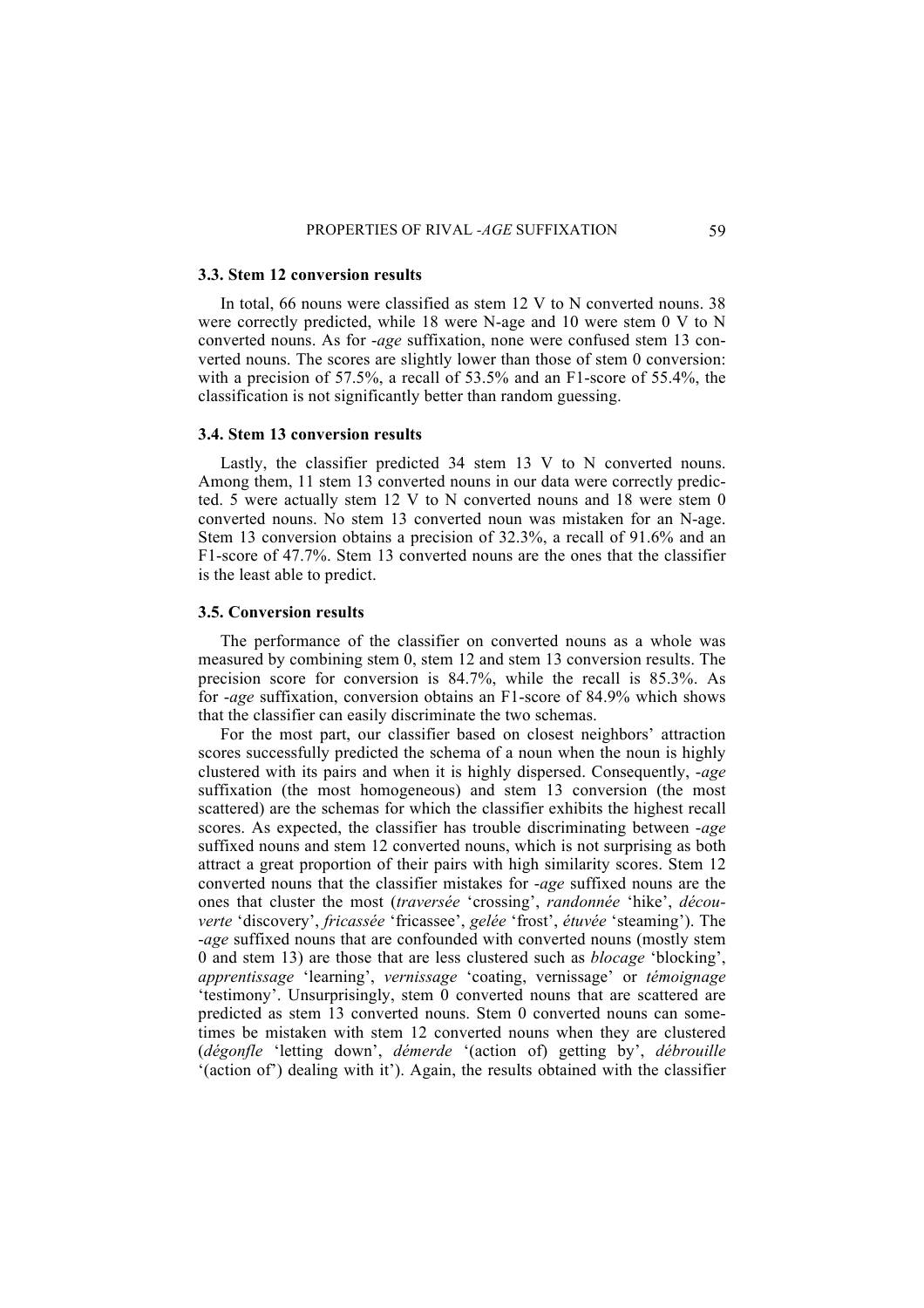### 3.3. Stem 12 conversion results

In total, 66 nouns were classified as stem 12 V to N converted nouns. 38 were correctly predicted, while 18 were N-age and 10 were stem 0 V to N converted nouns. As for *-age* suffixation, none were confused stem 13 converted nouns. The scores are slightly lower than those of stem 0 conversion: with a precision of 57.5%, a recall of 53.5% and an F1-score of 55.4%, the classification is not significantly better than random guessing.

### 3.4. Stem 13 conversion results

Lastly, the classifier predicted 34 stem 13 V to N converted nouns. Among them, 11 stem 13 converted nouns in our data were correctly predicted. 5 were actually stem 12 V to N converted nouns and 18 were stem 0 converted nouns. No stem 13 converted noun was mistaken for an N-age. Stem 13 conversion obtains a precision of 32.3%, a recall of 91.6% and an F1-score of 47.7%. Stem 13 converted nouns are the ones that the classifier is the least able to predict.

### 3.5. Conversion results

The performance of the classifier on converted nouns as a whole was measured by combining stem 0, stem 12 and stem 13 conversion results. The precision score for conversion is 84.7%, while the recall is 85.3%. As for *-age* suffixation, conversion obtains an F1-score of 84.9% which shows that the classifier can easily discriminate the two schemas.

For the most part, our classifier based on closest neighbors' attraction scores successfully predicted the schema of a noun when the noun is highly clustered with its pairs and when it is highly dispersed. Consequently, *-age* suffixation (the most homogeneous) and stem 13 conversion (the most scattered) are the schemas for which the classifier exhibits the highest recall scores. As expected, the classifier has trouble discriminating between *-age* suffixed nouns and stem 12 converted nouns, which is not surprising as both attract a great proportion of their pairs with high similarity scores. Stem 12 converted nouns that the classifier mistakes for *-age* suffixed nouns are the ones that cluster the most (*traversée* 'crossing', *randonnée* 'hike', *découverte* 'discovery', *fricassée* 'fricassee', *gelée* 'frost', *étuvée* 'steaming'). The *-age* suffixed nouns that are confounded with converted nouns (mostly stem 0 and stem 13) are those that are less clustered such as *blocage* 'blocking', *apprentissage* 'learning', *vernissage* 'coating, vernissage' or *témoignage* 'testimony'. Unsurprisingly, stem 0 converted nouns that are scattered are predicted as stem 13 converted nouns. Stem 0 converted nouns can sometimes be mistaken with stem 12 converted nouns when they are clustered (*dégonfle* 'letting down', *démerde* '(action of) getting by', *débrouille* '(action of') dealing with it'). Again, the results obtained with the classifier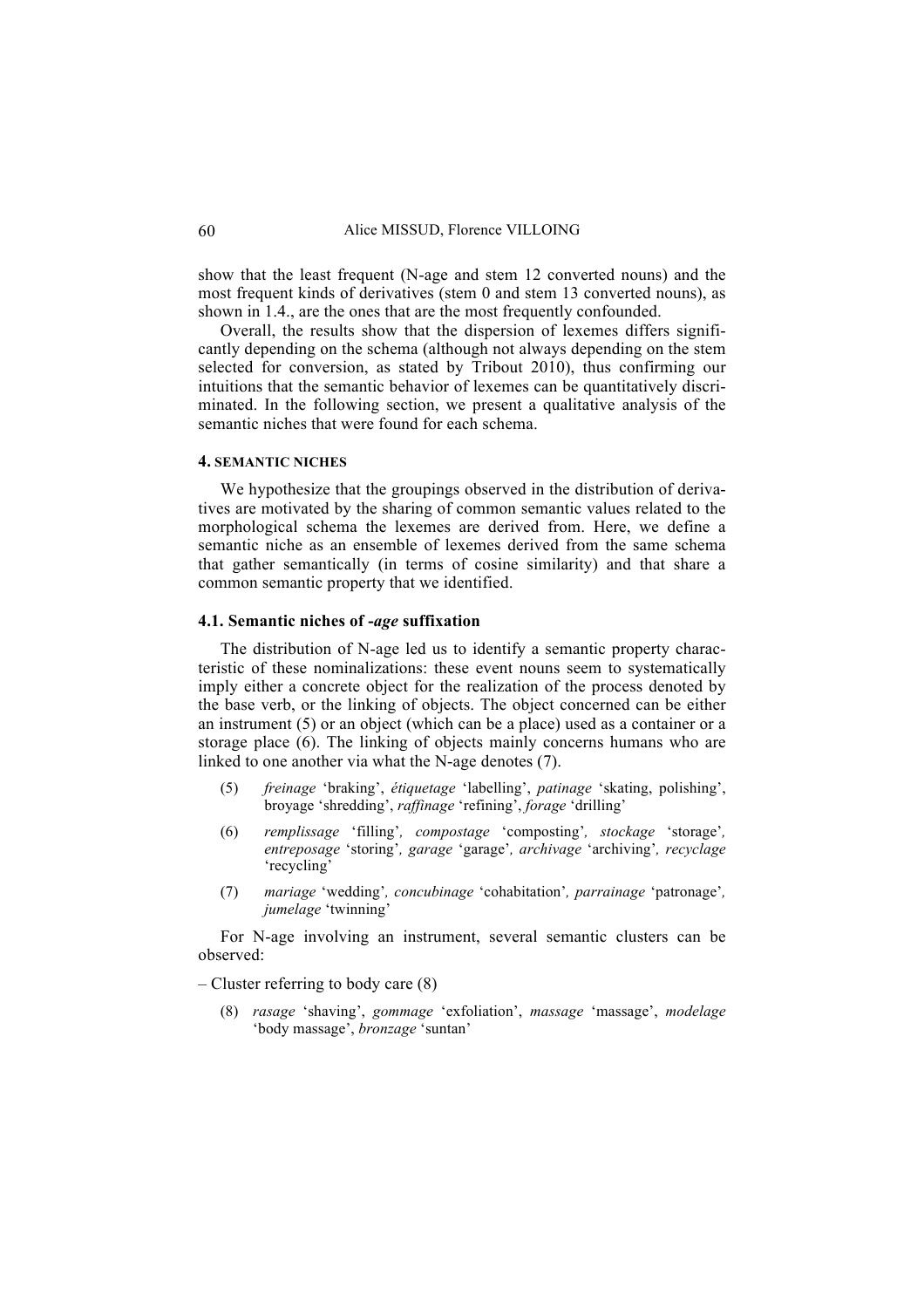show that the least frequent (N-age and stem 12 converted nouns) and the most frequent kinds of derivatives (stem 0 and stem 13 converted nouns), as shown in 1.4., are the ones that are the most frequently confounded.

Overall, the results show that the dispersion of lexemes differs significantly depending on the schema (although not always depending on the stem selected for conversion, as stated by Tribout 2010), thus confirming our intuitions that the semantic behavior of lexemes can be quantitatively discriminated. In the following section, we present a qualitative analysis of the semantic niches that were found for each schema.

## 4. SEMANTIC NICHES

We hypothesize that the groupings observed in the distribution of derivatives are motivated by the sharing of common semantic values related to the morphological schema the lexemes are derived from. Here, we define a semantic niche as an ensemble of lexemes derived from the same schema that gather semantically (in terms of cosine similarity) and that share a common semantic property that we identified.

### 4.1. Semantic niches of *-age* suffixation

The distribution of N-age led us to identify a semantic property characteristic of these nominalizations: these event nouns seem to systematically imply either a concrete object for the realization of the process denoted by the base verb, or the linking of objects. The object concerned can be either an instrument (5) or an object (which can be a place) used as a container or a storage place (6). The linking of objects mainly concerns humans who are linked to one another via what the N-age denotes (7).

(5) *freinage* 'braking', *étiquetage* 'labelling', *patinage* 'skating, polishing', broyage 'shredding', *raffinage* 'refining', *forage* 'drilling'

(6) *remplissage* 'filling', *compostage* 'composting', *stockage* 'storage', *entreposage* 'storing', *garage* 'garage', *archivage* 'archiving', *recyclage* 'recycling'

(7) *mariage* 'wedding', *concubinage* 'cohabitation', *parrainage* 'patronage', *jumelage* 'twinning'

For N-age involving an instrument, several semantic clusters can be observed:

– Cluster referring to body care (8)

(8) *rasage* 'shaving', *gommage* 'exfoliation', *massage* 'massage', *modelage* 'body massage', *bronzage* 'suntan'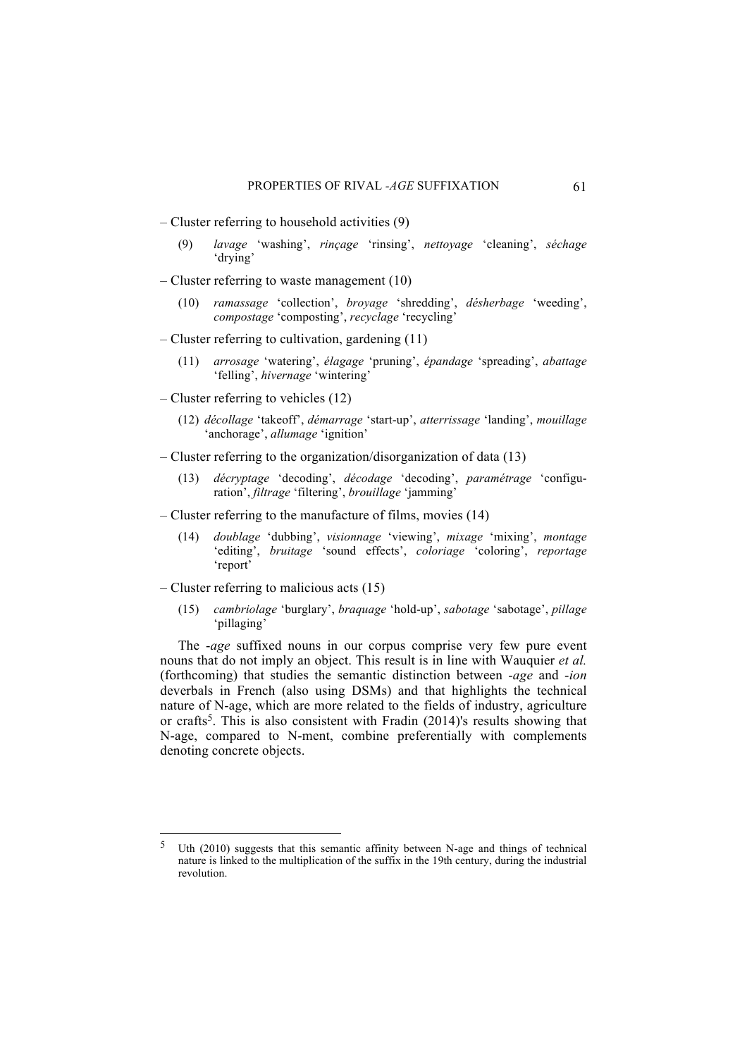– Cluster referring to household activities (9)

(9) *lavage* 'washing', *rinçage* 'rinsing', *nettoyage* 'cleaning', *séchage* 'drying'

– Cluster referring to waste management (10)

(10) *ramassage* 'collection', *broyage* 'shredding', *désherbage* 'weeding', *compostage* 'composting', *recyclage* 'recycling'

– Cluster referring to cultivation, gardening (11)

(11) *arrosage* 'watering', *élagage* 'pruning', *épandage* 'spreading', *abattage* 'felling', *hivernage* 'wintering'

– Cluster referring to vehicles (12)

(12) *décollage* 'takeoff', *démarrage* 'start-up', *atterrissage* 'landing', *mouillage* 'anchorage', *allumage* 'ignition'

– Cluster referring to the organization/disorganization of data (13)

(13) *décryptage* 'decoding', *décodage* 'decoding', *paramétrage* 'configuration', *filtrage* 'filtering', *brouillage* 'jamming'

– Cluster referring to the manufacture of films, movies (14)

(14) *doublage* 'dubbing', *visionnage* 'viewing', *mixage* 'mixing', *montage* 'editing', *bruitage* 'sound effects', *coloriage* 'coloring', *reportage* 'report'

– Cluster referring to malicious acts (15)

(15) *cambriolage* 'burglary', *braquage* 'hold-up', *sabotage* 'sabotage', *pillage* 'pillaging'

The *-age* suffixed nouns in our corpus comprise very few pure event nouns that do not imply an object. This result is in line with Wauquier *et al.* (forthcoming) that studies the semantic distinction between *-age* and *-ion* deverbals in French (also using DSMs) and that highlights the technical nature of N-age, which are more related to the fields of industry, agriculture or crafts[5]. This is also consistent with Fradin (2014)'s results showing that N-age, compared to N-ment, combine preferentially with complements denoting concrete objects.

[5] Uth (2010) suggests that this semantic affinity between N-age and things of technical nature is linked to the multiplication of the suffix in the 19th century, during the industrial revolution.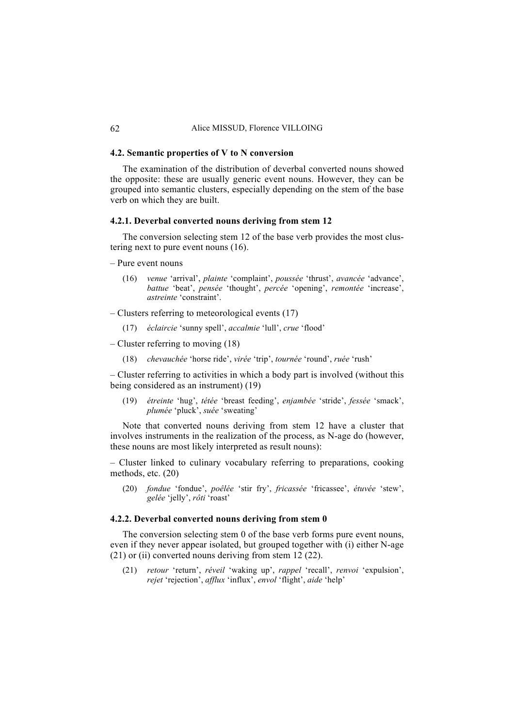### 4.2. Semantic properties of V to N conversion

The examination of the distribution of deverbal converted nouns showed the opposite: these are usually generic event nouns. However, they can be grouped into semantic clusters, especially depending on the stem of the base verb on which they are built.

#### 4.2.1. Deverbal converted nouns deriving from stem 12

The conversion selecting stem 12 of the base verb provides the most clustering next to pure event nouns (16).

– Pure event nouns

> (16) *venue* 'arrival', *plainte* 'complaint', *poussée* 'thrust', *avancée* 'advance', *battue* 'beat', *pensée* 'thought', *percée* 'opening', *remontée* 'increase', *astreinte* 'constraint'.

– Clusters referring to meteorological events (17)

> (17) *éclaircie* 'sunny spell', *accalmie* 'lull', *crue* 'flood'

– Cluster referring to moving (18)

> (18) *chevauchée* 'horse ride', *virée* 'trip', *tournée* 'round', *ruée* 'rush'

– Cluster referring to activities in which a body part is involved (without this being considered as an instrument) (19)

> (19) *étreinte* 'hug', *tétée* 'breast feeding', *enjambée* 'stride', *fessée* 'smack', *plumée* 'pluck', *suée* 'sweating'

Note that converted nouns deriving from stem 12 have a cluster that involves instruments in the realization of the process, as N-age do (however, these nouns are most likely interpreted as result nouns):

– Cluster linked to culinary vocabulary referring to preparations, cooking methods, etc. (20)

> (20) *fondue* 'fondue', *poêlée* 'stir fry', *fricassée* 'fricassee', *étuvée* 'stew', *gelée* 'jelly', *rôti* 'roast'

#### 4.2.2. Deverbal converted nouns deriving from stem 0

The conversion selecting stem 0 of the base verb forms pure event nouns, even if they never appear isolated, but grouped together with (i) either N-age (21) or (ii) converted nouns deriving from stem 12 (22).

> (21) *retour* 'return', *réveil* 'waking up', *rappel* 'recall', *renvoi* 'expulsion', *rejet* 'rejection', *afflux* 'influx', *envol* 'flight', *aide* 'help'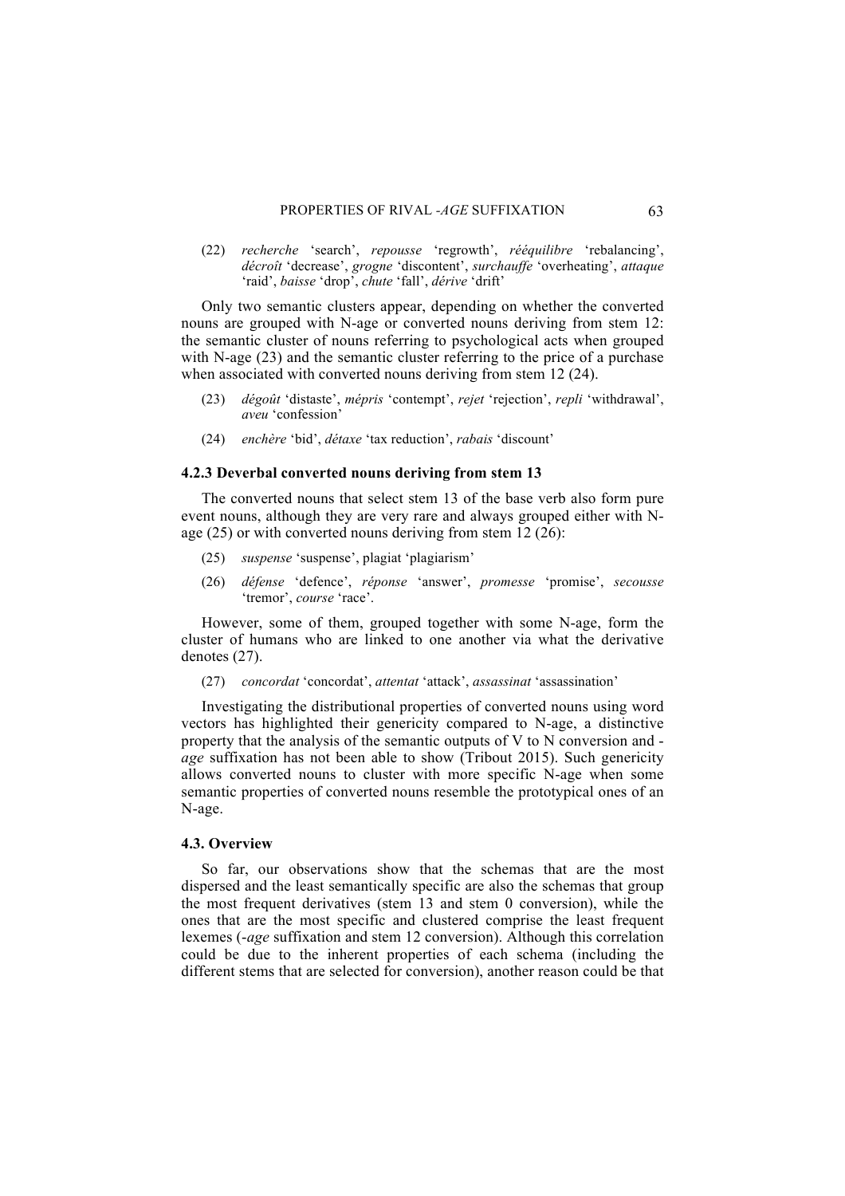(22) *recherche* 'search', *repousse* 'regrowth', *rééquilibre* 'rebalancing', *décroît* 'decrease', *grogne* 'discontent', *surchauffe* 'overheating', *attaque* 'raid', *baisse* 'drop', *chute* 'fall', *dérive* 'drift'

Only two semantic clusters appear, depending on whether the converted nouns are grouped with N-age or converted nouns deriving from stem 12: the semantic cluster of nouns referring to psychological acts when grouped with N-age (23) and the semantic cluster referring to the price of a purchase when associated with converted nouns deriving from stem 12 (24).

(23) *dégoût* 'distaste', *mépris* 'contempt', *rejet* 'rejection', *repli* 'withdrawal', *aveu* 'confession'

(24) *enchère* 'bid', *détaxe* 'tax reduction', *rabais* 'discount'

### 4.2.3 Deverbal converted nouns deriving from stem 13

The converted nouns that select stem 13 of the base verb also form pure event nouns, although they are very rare and always grouped either with N-age (25) or with converted nouns deriving from stem 12 (26):

(25) *suspense* 'suspense', plagiat 'plagiarism'

(26) *défense* 'defence', *réponse* 'answer', *promesse* 'promise', *secousse* 'tremor', *course* 'race'.

However, some of them, grouped together with some N-age, form the cluster of humans who are linked to one another via what the derivative denotes (27).

(27) *concordat* 'concordat', *attentat* 'attack', *assassinat* 'assassination'

Investigating the distributional properties of converted nouns using word vectors has highlighted their genericity compared to N-age, a distinctive property that the analysis of the semantic outputs of V to N conversion and -*age* suffixation has not been able to show (Tribout 2015). Such genericity allows converted nouns to cluster with more specific N-age when some semantic properties of converted nouns resemble the prototypical ones of an N-age.

### 4.3. Overview

So far, our observations show that the schemas that are the most dispersed and the least semantically specific are also the schemas that group the most frequent derivatives (stem 13 and stem 0 conversion), while the ones that are the most specific and clustered comprise the least frequent lexemes (-*age* suffixation and stem 12 conversion). Although this correlation could be due to the inherent properties of each schema (including the different stems that are selected for conversion), another reason could be that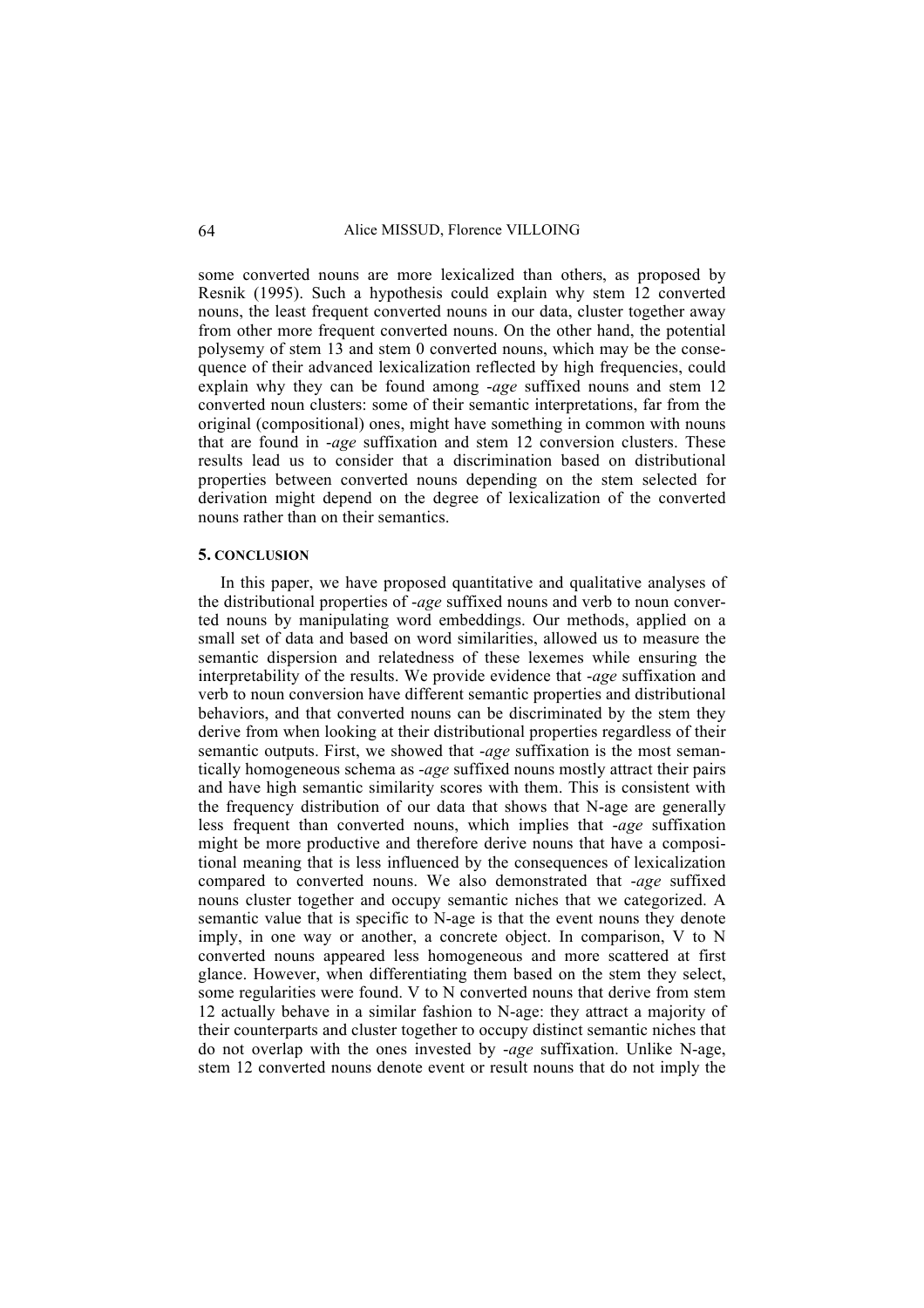some converted nouns are more lexicalized than others, as proposed by Resnik (1995). Such a hypothesis could explain why stem 12 converted nouns, the least frequent converted nouns in our data, cluster together away from other more frequent converted nouns. On the other hand, the potential polysemy of stem 13 and stem 0 converted nouns, which may be the consequence of their advanced lexicalization reflected by high frequencies, could explain why they can be found among *-age* suffixed nouns and stem 12 converted noun clusters: some of their semantic interpretations, far from the original (compositional) ones, might have something in common with nouns that are found in *-age* suffixation and stem 12 conversion clusters. These results lead us to consider that a discrimination based on distributional properties between converted nouns depending on the stem selected for derivation might depend on the degree of lexicalization of the converted nouns rather than on their semantics.

## 5. CONCLUSION

In this paper, we have proposed quantitative and qualitative analyses of the distributional properties of *-age* suffixed nouns and verb to noun converted nouns by manipulating word embeddings. Our methods, applied on a small set of data and based on word similarities, allowed us to measure the semantic dispersion and relatedness of these lexemes while ensuring the interpretability of the results. We provide evidence that *-age* suffixation and verb to noun conversion have different semantic properties and distributional behaviors, and that converted nouns can be discriminated by the stem they derive from when looking at their distributional properties regardless of their semantic outputs. First, we showed that *-age* suffixation is the most semantically homogeneous schema as *-age* suffixed nouns mostly attract their pairs and have high semantic similarity scores with them. This is consistent with the frequency distribution of our data that shows that N-age are generally less frequent than converted nouns, which implies that *-age* suffixation might be more productive and therefore derive nouns that have a compositional meaning that is less influenced by the consequences of lexicalization compared to converted nouns. We also demonstrated that *-age* suffixed nouns cluster together and occupy semantic niches that we categorized. A semantic value that is specific to N-age is that the event nouns they denote imply, in one way or another, a concrete object. In comparison, V to N converted nouns appeared less homogeneous and more scattered at first glance. However, when differentiating them based on the stem they select, some regularities were found. V to N converted nouns that derive from stem 12 actually behave in a similar fashion to N-age: they attract a majority of their counterparts and cluster together to occupy distinct semantic niches that do not overlap with the ones invested by *-age* suffixation. Unlike N-age, stem 12 converted nouns denote event or result nouns that do not imply the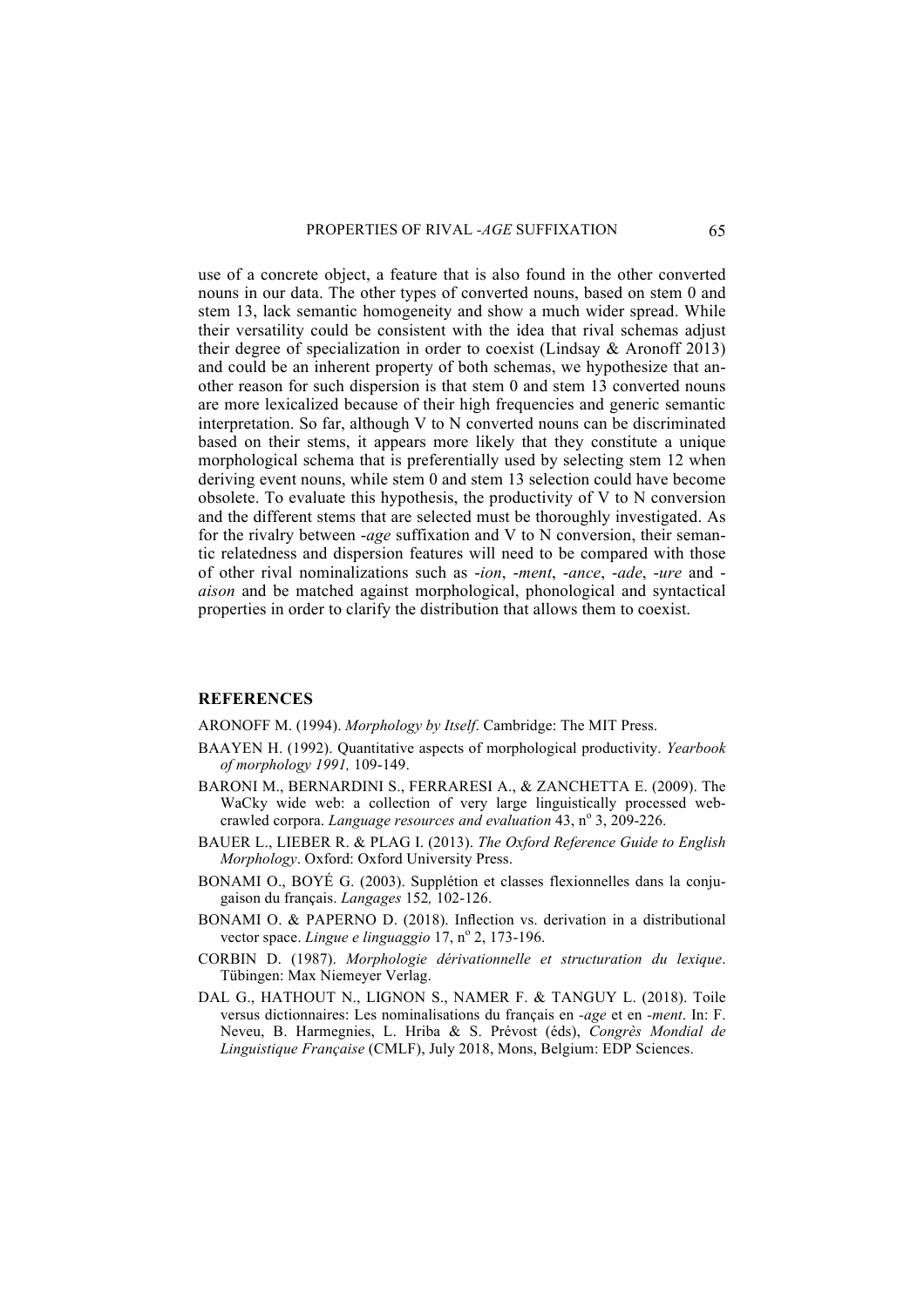use of a concrete object, a feature that is also found in the other converted nouns in our data. The other types of converted nouns, based on stem 0 and stem 13, lack semantic homogeneity and show a much wider spread. While their versatility could be consistent with the idea that rival schemas adjust their degree of specialization in order to coexist (Lindsay & Aronoff 2013) and could be an inherent property of both schemas, we hypothesize that another reason for such dispersion is that stem 0 and stem 13 converted nouns are more lexicalized because of their high frequencies and generic semantic interpretation. So far, although V to N converted nouns can be discriminated based on their stems, it appears more likely that they constitute a unique morphological schema that is preferentially used by selecting stem 12 when deriving event nouns, while stem 0 and stem 13 selection could have become obsolete. To evaluate this hypothesis, the productivity of V to N conversion and the different stems that are selected must be thoroughly investigated. As for the rivalry between *-age* suffixation and V to N conversion, their semantic relatedness and dispersion features will need to be compared with those of other rival nominalizations such as *-ion*, *-ment*, *-ance*, *-ade*, *-ure* and *-aison* and be matched against morphological, phonological and syntactical properties in order to clarify the distribution that allows them to coexist.

## REFERENCES

ARONOFF M. (1994). *Morphology by Itself*. Cambridge: The MIT Press.

BAAYEN H. (1992). Quantitative aspects of morphological productivity. *Yearbook of morphology 1991,* 109-149.

BARONI M., BERNARDINI S., FERRARESI A., & ZANCHETTA E. (2009). The WaCky wide web: a collection of very large linguistically processed web-crawled corpora. *Language resources and evaluation* 43, n° 3, 209-226.

BAUER L., LIEBER R. & PLAG I. (2013). *The Oxford Reference Guide to English Morphology*. Oxford: Oxford University Press.

BONAMI O., BOYÉ G. (2003). Supplétion et classes flexionnelles dans la conjugaison du français. *Langages* 152*,* 102-126.

BONAMI O. & PAPERNO D. (2018). Inflection vs. derivation in a distributional vector space. *Lingue e linguaggio* 17, n° 2, 173-196.

CORBIN D. (1987). *Morphologie dérivationnelle et structuration du lexique*. Tübingen: Max Niemeyer Verlag.

DAL G., HATHOUT N., LIGNON S., NAMER F. & TANGUY L. (2018). Toile versus dictionnaires: Les nominalisations du français en *-age* et en *-ment*. In: F. Neveu, B. Harmegnies, L. Hriba & S. Prévost (éds), *Congrès Mondial de Linguistique Française* (CMLF), July 2018, Mons, Belgium: EDP Sciences.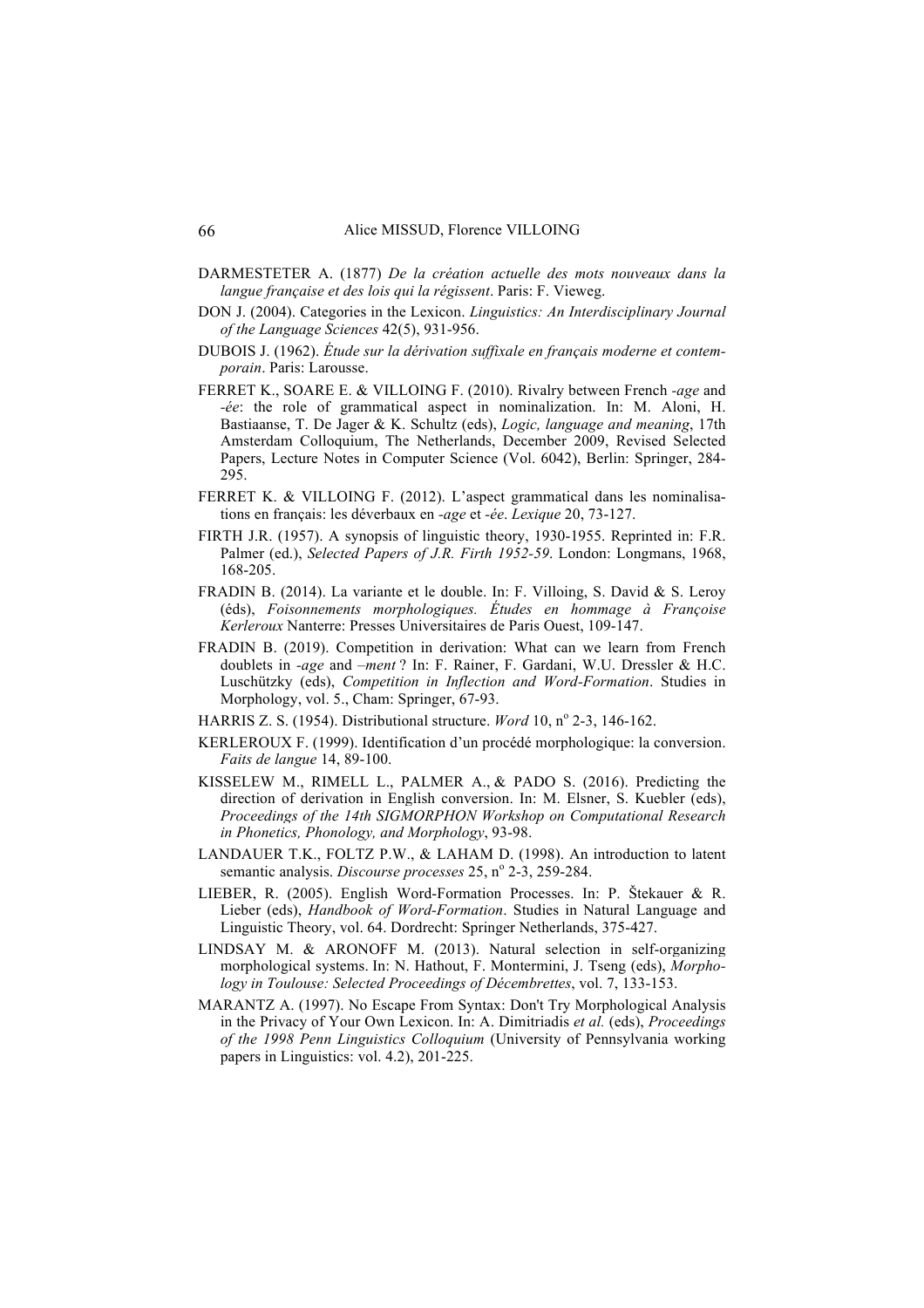DARMESTETER A. (1877) *De la création actuelle des mots nouveaux dans la langue française et des lois qui la régissent*. Paris: F. Vieweg.

DON J. (2004). Categories in the Lexicon. *Linguistics: An Interdisciplinary Journal of the Language Sciences* 42(5), 931-956.

DUBOIS J. (1962). *Étude sur la dérivation suffixale en français moderne et contemporain*. Paris: Larousse.

FERRET K., SOARE E. & VILLOING F. (2010). Rivalry between French *-age* and *-ée*: the role of grammatical aspect in nominalization. In: M. Aloni, H. Bastiaanse, T. De Jager & K. Schultz (eds), *Logic, language and meaning*, 17th Amsterdam Colloquium, The Netherlands, December 2009, Revised Selected Papers, Lecture Notes in Computer Science (Vol. 6042), Berlin: Springer, 284-295.

FERRET K. & VILLOING F. (2012). L'aspect grammatical dans les nominalisations en français: les déverbaux en *-age* et *-ée*. *Lexique* 20, 73-127.

FIRTH J.R. (1957). A synopsis of linguistic theory, 1930-1955. Reprinted in: F.R. Palmer (ed.), *Selected Papers of J.R. Firth 1952-59*. London: Longmans, 1968, 168-205.

FRADIN B. (2014). La variante et le double. In: F. Villoing, S. David & S. Leroy (éds), *Foisonnements morphologiques. Études en hommage à Françoise Kerleroux* Nanterre: Presses Universitaires de Paris Ouest, 109-147.

FRADIN B. (2019). Competition in derivation: What can we learn from French doublets in *-age* and *–ment* ? In: F. Rainer, F. Gardani, W.U. Dressler & H.C. Luschützky (eds), *Competition in Inflection and Word-Formation*. Studies in Morphology, vol. 5., Cham: Springer, 67-93.

HARRIS Z. S. (1954). Distributional structure. *Word* 10, n° 2-3, 146-162.

KERLEROUX F. (1999). Identification d'un procédé morphologique: la conversion. *Faits de langue* 14, 89-100.

KISSELEW M., RIMELL L., PALMER A., & PADO S. (2016). Predicting the direction of derivation in English conversion. In: M. Elsner, S. Kuebler (eds), *Proceedings of the 14th SIGMORPHON Workshop on Computational Research in Phonetics, Phonology, and Morphology*, 93-98.

LANDAUER T.K., FOLTZ P.W., & LAHAM D. (1998). An introduction to latent semantic analysis. *Discourse processes* 25, n° 2-3, 259-284.

LIEBER, R. (2005). English Word-Formation Processes. In: P. Štekauer & R. Lieber (eds), *Handbook of Word-Formation*. Studies in Natural Language and Linguistic Theory, vol. 64. Dordrecht: Springer Netherlands, 375-427.

LINDSAY M. & ARONOFF M. (2013). Natural selection in self-organizing morphological systems. In: N. Hathout, F. Montermini, J. Tseng (eds), *Morphology in Toulouse: Selected Proceedings of Décembrettes*, vol. 7, 133-153.

MARANTZ A. (1997). No Escape From Syntax: Don't Try Morphological Analysis in the Privacy of Your Own Lexicon. In: A. Dimitriadis *et al.* (eds), *Proceedings of the 1998 Penn Linguistics Colloquium* (University of Pennsylvania working papers in Linguistics: vol. 4.2), 201-225.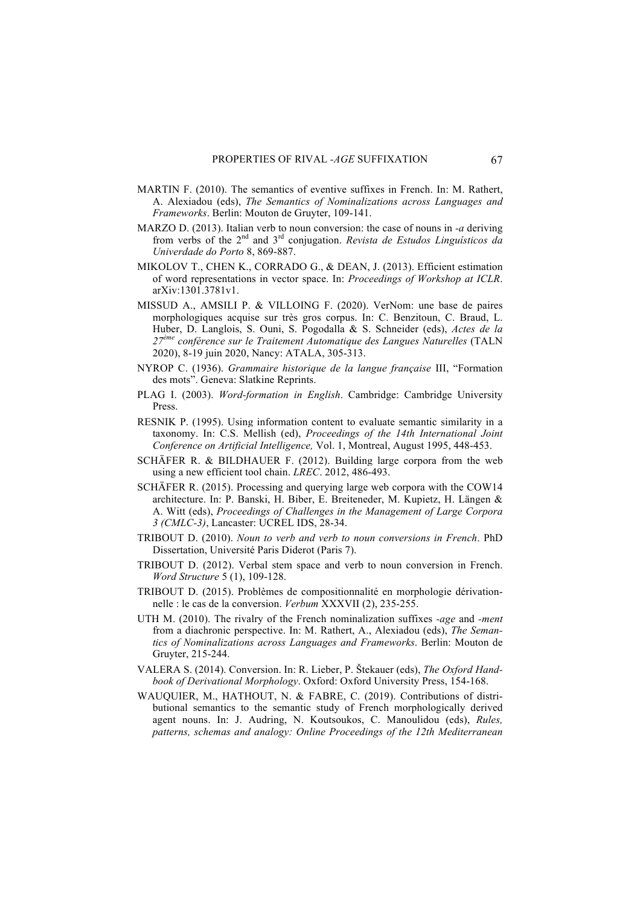MARTIN F. (2010). The semantics of eventive suffixes in French. In: M. Rathert, A. Alexiadou (eds), *The Semantics of Nominalizations across Languages and Frameworks*. Berlin: Mouton de Gruyter, 109-141.

MARZO D. (2013). Italian verb to noun conversion: the case of nouns in *-a* deriving from verbs of the 2nd and 3rd conjugation. *Revista de Estudos Linguísticos da Univerdade do Porto* 8, 869-887.

MIKOLOV T., CHEN K., CORRADO G., & DEAN, J. (2013). Efficient estimation of word representations in vector space. In: *Proceedings of Workshop at ICLR*. arXiv:1301.3781v1.

MISSUD A., AMSILI P. & VILLOING F. (2020). VerNom: une base de paires morphologiques acquise sur très gros corpus. In: C. Benzitoun, C. Braud, L. Huber, D. Langlois, S. Ouni, S. Pogodalla & S. Schneider (eds), *Actes de la 27ème conférence sur le Traitement Automatique des Langues Naturelles* (TALN 2020), 8-19 juin 2020, Nancy: ATALA, 305-313.

NYROP C. (1936). *Grammaire historique de la langue française* III, "Formation des mots". Geneva: Slatkine Reprints.

PLAG I. (2003). *Word-formation in English*. Cambridge: Cambridge University Press.

RESNIK P. (1995). Using information content to evaluate semantic similarity in a taxonomy. In: C.S. Mellish (ed), *Proceedings of the 14th International Joint Conference on Artificial Intelligence,* Vol. 1, Montreal, August 1995, 448-453.

SCHÄFER R. & BILDHAUER F. (2012). Building large corpora from the web using a new efficient tool chain. *LREC*. 2012, 486-493.

SCHÄFER R. (2015). Processing and querying large web corpora with the COW14 architecture. In: P. Banski, H. Biber, E. Breiteneder, M. Kupietz, H. Längen & A. Witt (eds), *Proceedings of Challenges in the Management of Large Corpora 3 (CMLC-3)*, Lancaster: UCREL IDS, 28-34.

TRIBOUT D. (2010). *Noun to verb and verb to noun conversions in French*. PhD Dissertation, Université Paris Diderot (Paris 7).

TRIBOUT D. (2012). Verbal stem space and verb to noun conversion in French. *Word Structure* 5 (1), 109-128.

TRIBOUT D. (2015). Problèmes de compositionnalité en morphologie dérivationnelle : le cas de la conversion. *Verbum* XXXVII (2), 235-255.

UTH M. (2010). The rivalry of the French nominalization suffixes *-age* and *-ment* from a diachronic perspective. In: M. Rathert, A., Alexiadou (eds), *The Semantics of Nominalizations across Languages and Frameworks*. Berlin: Mouton de Gruyter, 215-244.

VALERA S. (2014). Conversion. In: R. Lieber, P. Štekauer (eds), *The Oxford Handbook of Derivational Morphology*. Oxford: Oxford University Press, 154-168.

WAUQUIER, M., HATHOUT, N. & FABRE, C. (2019). Contributions of distributional semantics to the semantic study of French morphologically derived agent nouns. In: J. Audring, N. Koutsoukos, C. Manoulidou (eds), *Rules, patterns, schemas and analogy: Online Proceedings of the 12th Mediterranean*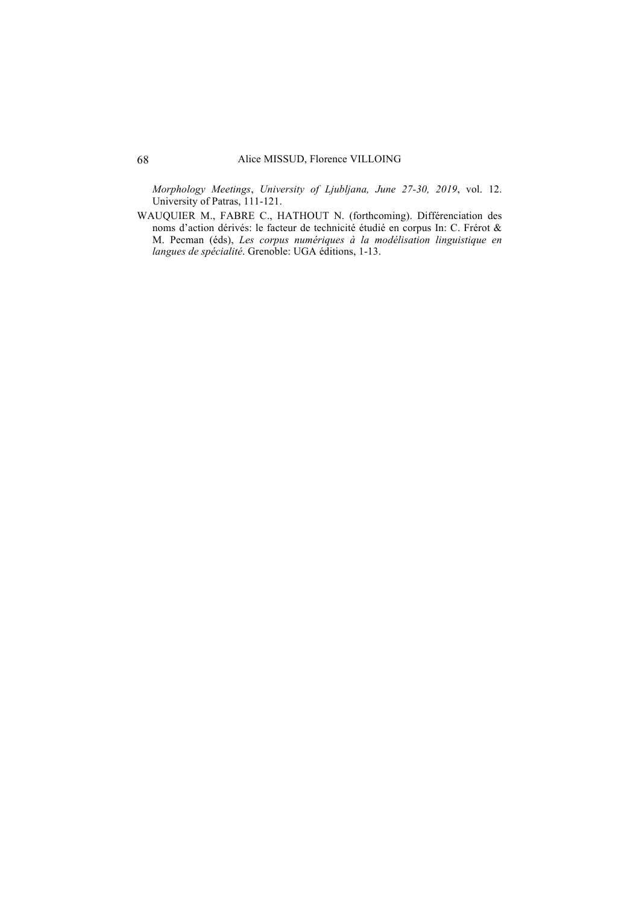*Morphology Meetings*, *University of Ljubljana, June 27-30, 2019*, vol. 12. University of Patras, 111-121.

WAUQUIER M., FABRE C., HATHOUT N. (forthcoming). Différenciation des noms d'action dérivés: le facteur de technicité étudié en corpus In: C. Frérot & M. Pecman (éds), *Les corpus numériques à la modélisation linguistique en langues de spécialité*. Grenoble: UGA éditions, 1-13.